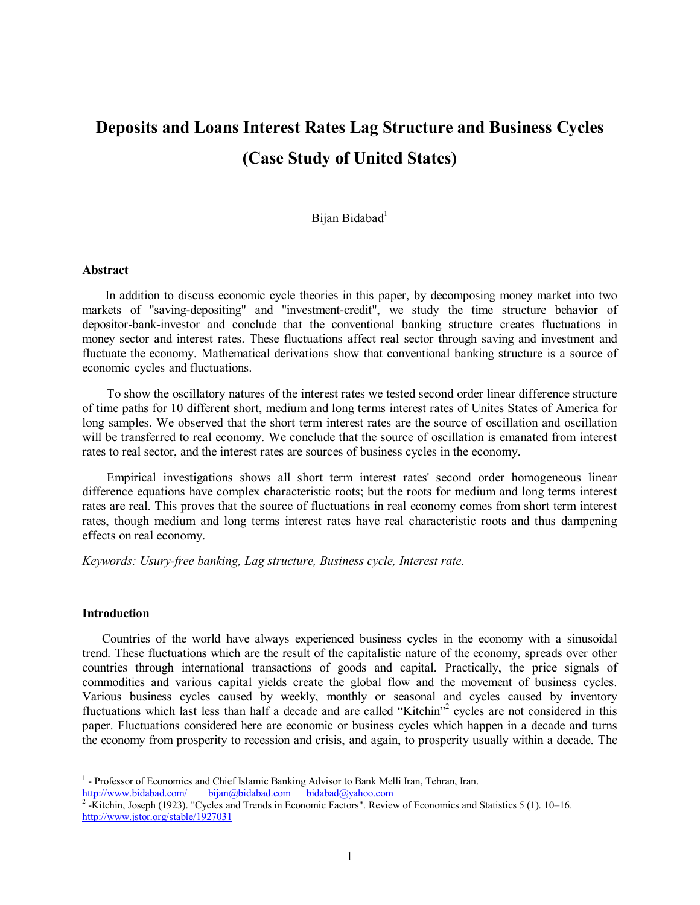# Deposits and Loans Interest Rates Lag Structure and Business Cycles
# (Case Study of United States)

Bijan Bidabad[1]

### Abstract

In addition to discuss economic cycle theories in this paper, by decomposing money market into two markets of "saving-depositing" and "investment-credit", we study the time structure behavior of depositor-bank-investor and conclude that the conventional banking structure creates fluctuations in money sector and interest rates. These fluctuations affect real sector through saving and investment and fluctuate the economy. Mathematical derivations show that conventional banking structure is a source of economic cycles and fluctuations.

To show the oscillatory natures of the interest rates we tested second order linear difference structure of time paths for 10 different short, medium and long terms interest rates of Unites States of America for long samples. We observed that the short term interest rates are the source of oscillation and oscillation will be transferred to real economy. We conclude that the source of oscillation is emanated from interest rates to real sector, and the interest rates are sources of business cycles in the economy.

Empirical investigations shows all short term interest rates' second order homogeneous linear difference equations have complex characteristic roots; but the roots for medium and long terms interest rates are real. This proves that the source of fluctuations in real economy comes from short term interest rates, though medium and long terms interest rates have real characteristic roots and thus dampening effects on real economy.

<u>*Keywords*</u>*: Usury-free banking, Lag structure, Business cycle, Interest rate.*

### Introduction

Countries of the world have always experienced business cycles in the economy with a sinusoidal trend. These fluctuations which are the result of the capitalistic nature of the economy, spreads over other countries through international transactions of goods and capital. Practically, the price signals of commodities and various capital yields create the global flow and the movement of business cycles. Various business cycles caused by weekly, monthly or seasonal and cycles caused by inventory fluctuations which last less than half a decade and are called "Kitchin"[2] cycles are not considered in this paper. Fluctuations considered here are economic or business cycles which happen in a decade and turns the economy from prosperity to recession and crisis, and again, to prosperity usually within a decade. The

---

[1] - Professor of Economics and Chief Islamic Banking Advisor to Bank Melli Iran, Tehran, Iran. http://www.bidabad.com/ bijan@bidabad.com bidabad@yahoo.com

[2] -Kitchin, Joseph (1923). "Cycles and Trends in Economic Factors". Review of Economics and Statistics 5 (1). 10–16. http://www.jstor.org/stable/1927031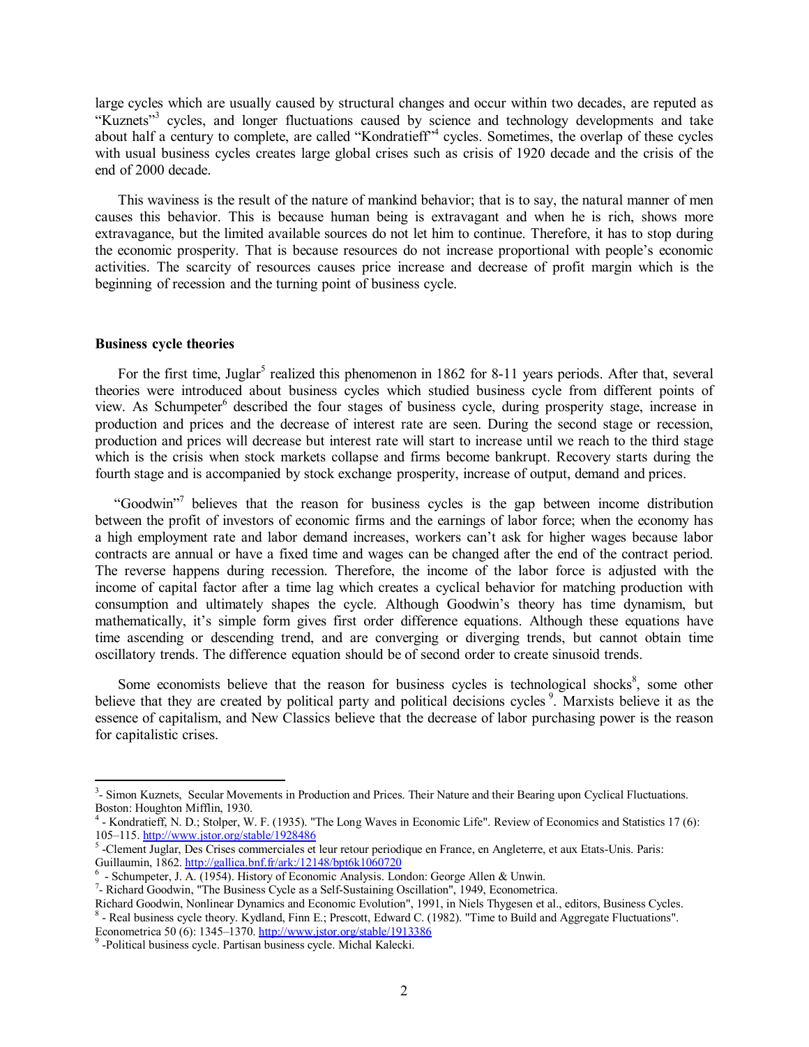large cycles which are usually caused by structural changes and occur within two decades, are reputed as "Kuznets"[3] cycles, and longer fluctuations caused by science and technology developments and take about half a century to complete, are called "Kondratieff"[4] cycles. Sometimes, the overlap of these cycles with usual business cycles creates large global crises such as crisis of 1920 decade and the crisis of the end of 2000 decade.

This waviness is the result of the nature of mankind behavior; that is to say, the natural manner of men causes this behavior. This is because human being is extravagant and when he is rich, shows more extravagance, but the limited available sources do not let him to continue. Therefore, it has to stop during the economic prosperity. That is because resources do not increase proportional with people's economic activities. The scarcity of resources causes price increase and decrease of profit margin which is the beginning of recession and the turning point of business cycle.

**Business cycle theories**

For the first time, Juglar[5] realized this phenomenon in 1862 for 8-11 years periods. After that, several theories were introduced about business cycles which studied business cycle from different points of view. As Schumpeter[6] described the four stages of business cycle, during prosperity stage, increase in production and prices and the decrease of interest rate are seen. During the second stage or recession, production and prices will decrease but interest rate will start to increase until we reach to the third stage which is the crisis when stock markets collapse and firms become bankrupt. Recovery starts during the fourth stage and is accompanied by stock exchange prosperity, increase of output, demand and prices.

"Goodwin"[7] believes that the reason for business cycles is the gap between income distribution between the profit of investors of economic firms and the earnings of labor force; when the economy has a high employment rate and labor demand increases, workers can't ask for higher wages because labor contracts are annual or have a fixed time and wages can be changed after the end of the contract period. The reverse happens during recession. Therefore, the income of the labor force is adjusted with the income of capital factor after a time lag which creates a cyclical behavior for matching production with consumption and ultimately shapes the cycle. Although Goodwin's theory has time dynamism, but mathematically, it's simple form gives first order difference equations. Although these equations have time ascending or descending trend, and are converging or diverging trends, but cannot obtain time oscillatory trends. The difference equation should be of second order to create sinusoid trends.

Some economists believe that the reason for business cycles is technological shocks[8], some other believe that they are created by political party and political decisions cycles [9]. Marxists believe it as the essence of capitalism, and New Classics believe that the decrease of labor purchasing power is the reason for capitalistic crises.

---

[3] - Simon Kuznets, Secular Movements in Production and Prices. Their Nature and their Bearing upon Cyclical Fluctuations. Boston: Houghton Mifflin, 1930.

[4] - Kondratieff, N. D.; Stolper, W. F. (1935). "The Long Waves in Economic Life". Review of Economics and Statistics 17 (6): 105–115. http://www.jstor.org/stable/1928486

[5] -Clement Juglar, Des Crises commerciales et leur retour periodique en France, en Angleterre, et aux Etats-Unis. Paris: Guillaumin, 1862. http://gallica.bnf.fr/ark:/12148/bpt6k1060720

[6] - Schumpeter, J. A. (1954). History of Economic Analysis. London: George Allen & Unwin.

[7]- Richard Goodwin, "The Business Cycle as a Self-Sustaining Oscillation", 1949, Econometrica.
Richard Goodwin, Nonlinear Dynamics and Economic Evolution", 1991, in Niels Thygesen et al., editors, Business Cycles.

[8] - Real business cycle theory. Kydland, Finn E.; Prescott, Edward C. (1982). "Time to Build and Aggregate Fluctuations". Econometrica 50 (6): 1345–1370. http://www.jstor.org/stable/1913386

[9] -Political business cycle. Partisan business cycle. Michal Kalecki.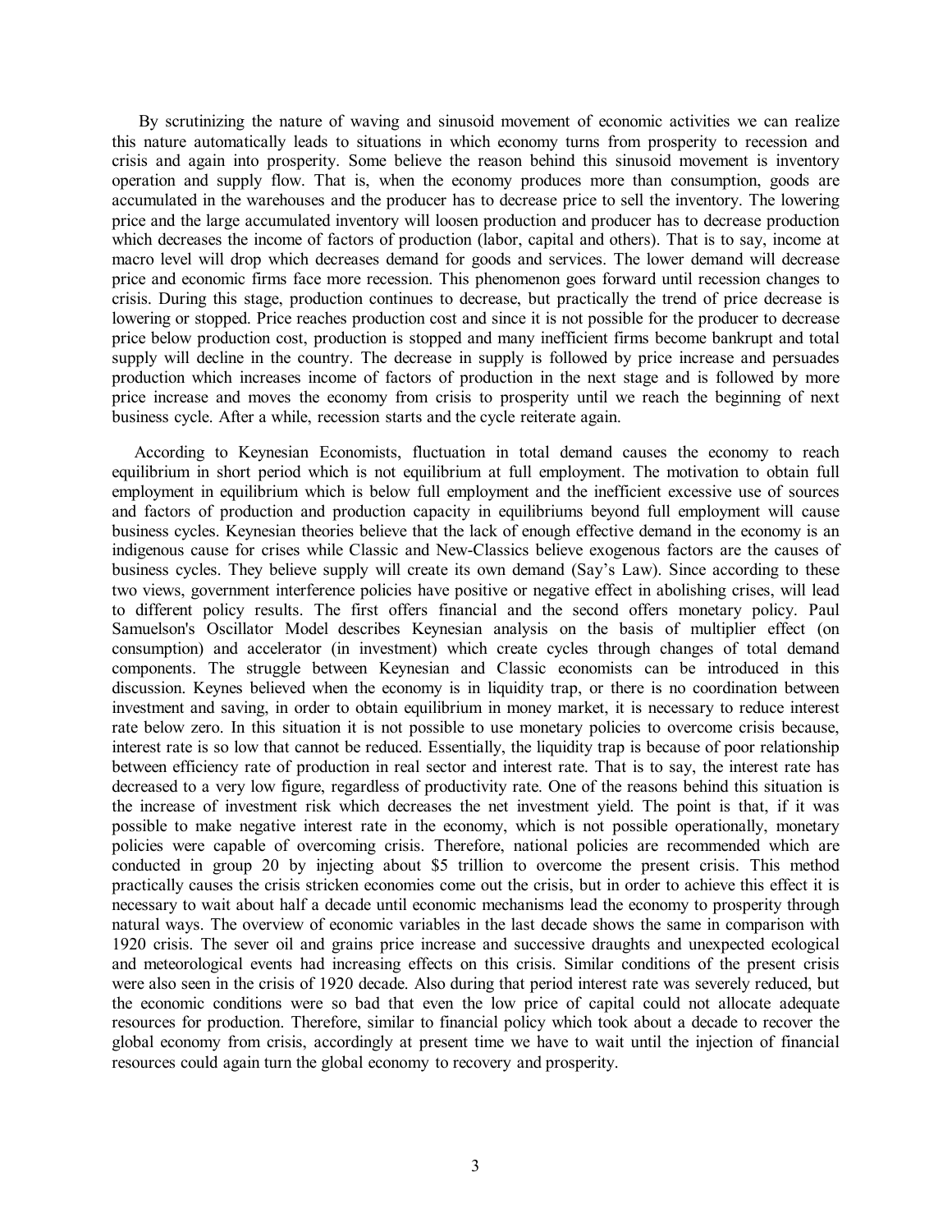By scrutinizing the nature of waving and sinusoid movement of economic activities we can realize this nature automatically leads to situations in which economy turns from prosperity to recession and crisis and again into prosperity. Some believe the reason behind this sinusoid movement is inventory operation and supply flow. That is, when the economy produces more than consumption, goods are accumulated in the warehouses and the producer has to decrease price to sell the inventory. The lowering price and the large accumulated inventory will loosen production and producer has to decrease production which decreases the income of factors of production (labor, capital and others). That is to say, income at macro level will drop which decreases demand for goods and services. The lower demand will decrease price and economic firms face more recession. This phenomenon goes forward until recession changes to crisis. During this stage, production continues to decrease, but practically the trend of price decrease is lowering or stopped. Price reaches production cost and since it is not possible for the producer to decrease price below production cost, production is stopped and many inefficient firms become bankrupt and total supply will decline in the country. The decrease in supply is followed by price increase and persuades production which increases income of factors of production in the next stage and is followed by more price increase and moves the economy from crisis to prosperity until we reach the beginning of next business cycle. After a while, recession starts and the cycle reiterate again.

According to Keynesian Economists, fluctuation in total demand causes the economy to reach equilibrium in short period which is not equilibrium at full employment. The motivation to obtain full employment in equilibrium which is below full employment and the inefficient excessive use of sources and factors of production and production capacity in equilibriums beyond full employment will cause business cycles. Keynesian theories believe that the lack of enough effective demand in the economy is an indigenous cause for crises while Classic and New-Classics believe exogenous factors are the causes of business cycles. They believe supply will create its own demand (Say's Law). Since according to these two views, government interference policies have positive or negative effect in abolishing crises, will lead to different policy results. The first offers financial and the second offers monetary policy. Paul Samuelson's Oscillator Model describes Keynesian analysis on the basis of multiplier effect (on consumption) and accelerator (in investment) which create cycles through changes of total demand components. The struggle between Keynesian and Classic economists can be introduced in this discussion. Keynes believed when the economy is in liquidity trap, or there is no coordination between investment and saving, in order to obtain equilibrium in money market, it is necessary to reduce interest rate below zero. In this situation it is not possible to use monetary policies to overcome crisis because, interest rate is so low that cannot be reduced. Essentially, the liquidity trap is because of poor relationship between efficiency rate of production in real sector and interest rate. That is to say, the interest rate has decreased to a very low figure, regardless of productivity rate. One of the reasons behind this situation is the increase of investment risk which decreases the net investment yield. The point is that, if it was possible to make negative interest rate in the economy, which is not possible operationally, monetary policies were capable of overcoming crisis. Therefore, national policies are recommended which are conducted in group 20 by injecting about $5 trillion to overcome the present crisis. This method practically causes the crisis stricken economies come out the crisis, but in order to achieve this effect it is necessary to wait about half a decade until economic mechanisms lead the economy to prosperity through natural ways. The overview of economic variables in the last decade shows the same in comparison with 1920 crisis. The sever oil and grains price increase and successive draughts and unexpected ecological and meteorological events had increasing effects on this crisis. Similar conditions of the present crisis were also seen in the crisis of 1920 decade. Also during that period interest rate was severely reduced, but the economic conditions were so bad that even the low price of capital could not allocate adequate resources for production. Therefore, similar to financial policy which took about a decade to recover the global economy from crisis, accordingly at present time we have to wait until the injection of financial resources could again turn the global economy to recovery and prosperity.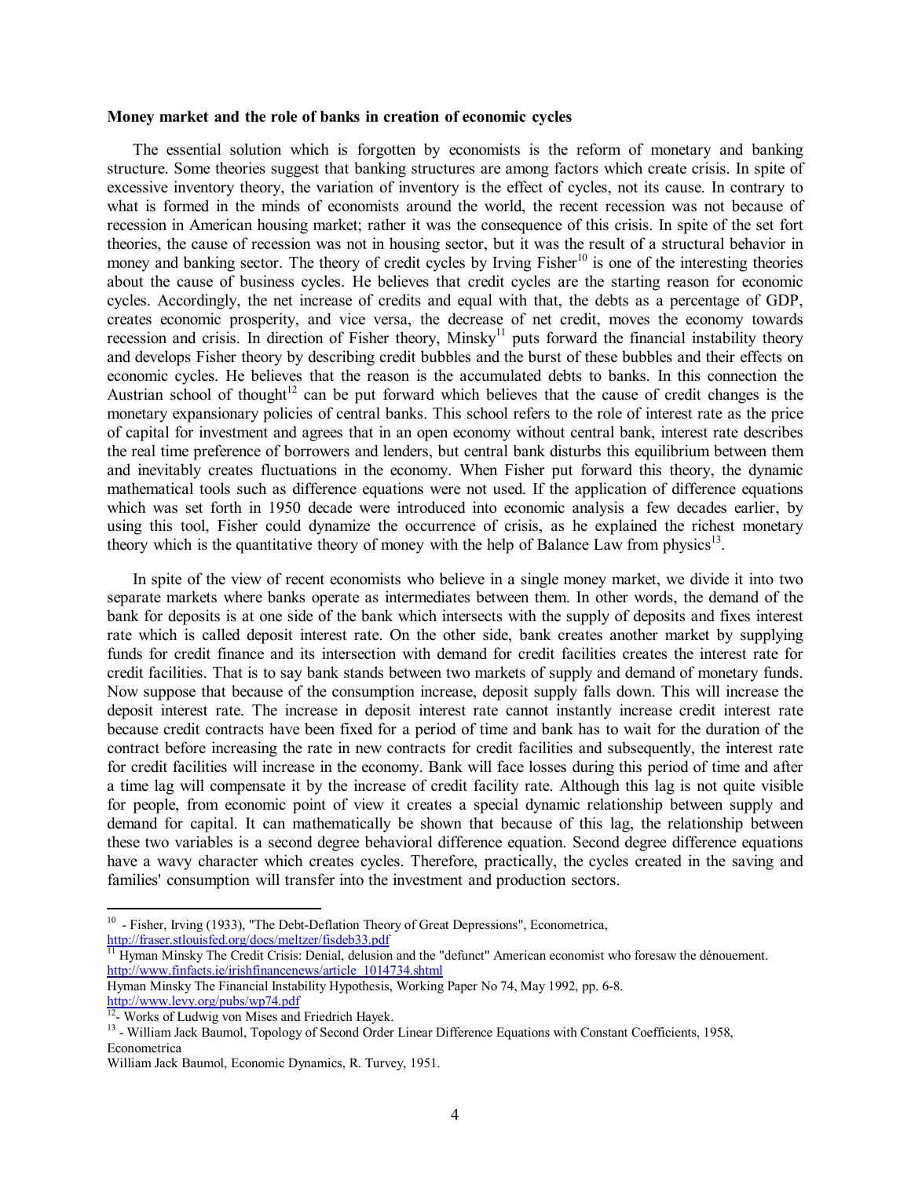**Money market and the role of banks in creation of economic cycles**

The essential solution which is forgotten by economists is the reform of monetary and banking structure. Some theories suggest that banking structures are among factors which create crisis. In spite of excessive inventory theory, the variation of inventory is the effect of cycles, not its cause. In contrary to what is formed in the minds of economists around the world, the recent recession was not because of recession in American housing market; rather it was the consequence of this crisis. In spite of the set fort theories, the cause of recession was not in housing sector, but it was the result of a structural behavior in money and banking sector. The theory of credit cycles by Irving Fisher[10] is one of the interesting theories about the cause of business cycles. He believes that credit cycles are the starting reason for economic cycles. Accordingly, the net increase of credits and equal with that, the debts as a percentage of GDP, creates economic prosperity, and vice versa, the decrease of net credit, moves the economy towards recession and crisis. In direction of Fisher theory, Minsky[11] puts forward the financial instability theory and develops Fisher theory by describing credit bubbles and the burst of these bubbles and their effects on economic cycles. He believes that the reason is the accumulated debts to banks. In this connection the Austrian school of thought[12] can be put forward which believes that the cause of credit changes is the monetary expansionary policies of central banks. This school refers to the role of interest rate as the price of capital for investment and agrees that in an open economy without central bank, interest rate describes the real time preference of borrowers and lenders, but central bank disturbs this equilibrium between them and inevitably creates fluctuations in the economy. When Fisher put forward this theory, the dynamic mathematical tools such as difference equations were not used. If the application of difference equations which was set forth in 1950 decade were introduced into economic analysis a few decades earlier, by using this tool, Fisher could dynamize the occurrence of crisis, as he explained the richest monetary theory which is the quantitative theory of money with the help of Balance Law from physics[13].

In spite of the view of recent economists who believe in a single money market, we divide it into two separate markets where banks operate as intermediates between them. In other words, the demand of the bank for deposits is at one side of the bank which intersects with the supply of deposits and fixes interest rate which is called deposit interest rate. On the other side, bank creates another market by supplying funds for credit finance and its intersection with demand for credit facilities creates the interest rate for credit facilities. That is to say bank stands between two markets of supply and demand of monetary funds. Now suppose that because of the consumption increase, deposit supply falls down. This will increase the deposit interest rate. The increase in deposit interest rate cannot instantly increase credit interest rate because credit contracts have been fixed for a period of time and bank has to wait for the duration of the contract before increasing the rate in new contracts for credit facilities and subsequently, the interest rate for credit facilities will increase in the economy. Bank will face losses during this period of time and after a time lag will compensate it by the increase of credit facility rate. Although this lag is not quite visible for people, from economic point of view it creates a special dynamic relationship between supply and demand for capital. It can mathematically be shown that because of this lag, the relationship between these two variables is a second degree behavioral difference equation. Second degree difference equations have a wavy character which creates cycles. Therefore, practically, the cycles created in the saving and families' consumption will transfer into the investment and production sectors.

---

[10] - Fisher, Irving (1933), "The Debt-Deflation Theory of Great Depressions", Econometrica, http://fraser.stlouisfed.org/docs/meltzer/fisdeb33.pdf

[11] Hyman Minsky The Credit Crisis: Denial, delusion and the "defunct" American economist who foresaw the dénouement. http://www.finfacts.ie/irishfinancenews/article_1014734.shtml

Hyman Minsky The Financial Instability Hypothesis, Working Paper No 74, May 1992, pp. 6-8. http://www.levy.org/pubs/wp74.pdf

[12]- Works of Ludwig von Mises and Friedrich Hayek.

[13] - William Jack Baumol, Topology of Second Order Linear Difference Equations with Constant Coefficients, 1958, Econometrica

William Jack Baumol, Economic Dynamics, R. Turvey, 1951.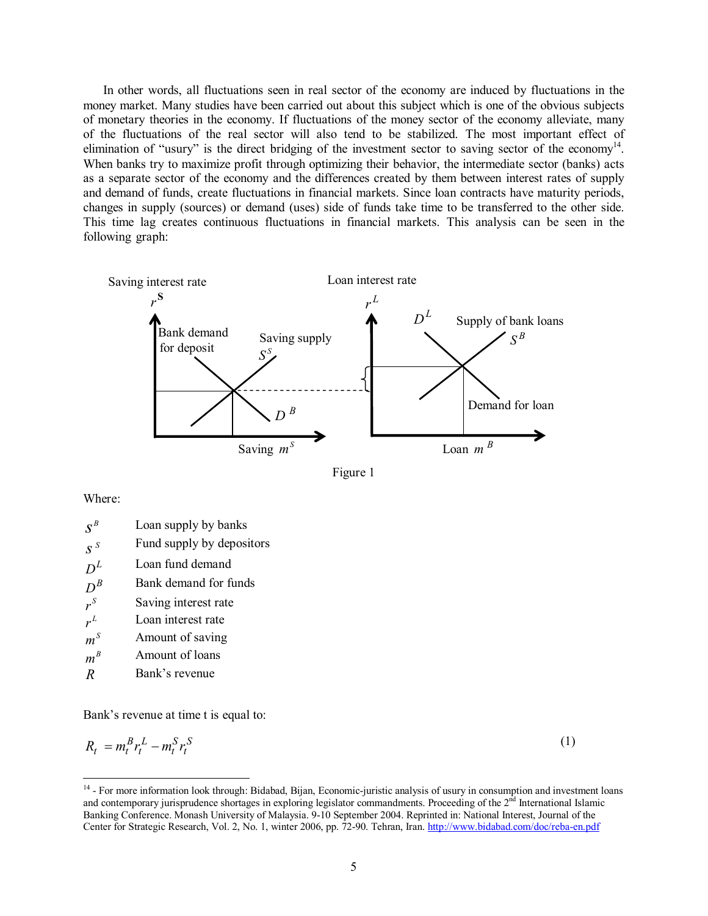In other words, all fluctuations seen in real sector of the economy are induced by fluctuations in the money market. Many studies have been carried out about this subject which is one of the obvious subjects of monetary theories in the economy. If fluctuations of the money sector of the economy alleviate, many of the fluctuations of the real sector will also tend to be stabilized. The most important effect of elimination of "usury" is the direct bridging of the investment sector to saving sector of the economy[14]. When banks try to maximize profit through optimizing their behavior, the intermediate sector (banks) acts as a separate sector of the economy and the differences created by them between interest rates of supply and demand of funds, create fluctuations in financial markets. Since loan contracts have maturity periods, changes in supply (sources) or demand (uses) side of funds take time to be transferred to the other side. This time lag creates continuous fluctuations in financial markets. This analysis can be seen in the following graph:

Figure 1

Where:

| | |
|---|---|
| $S^B$ | Loan supply by banks |
| $S^S$ | Fund supply by depositors |
| $D^L$ | Loan fund demand |
| $D^B$ | Bank demand for funds |
| $r^S$ | Saving interest rate |
| $r^L$ | Loan interest rate |
| $m^S$ | Amount of saving |
| $m^B$ | Amount of loans |
| $R$ | Bank's revenue |

Bank's revenue at time t is equal to:

$$R_t = m_t^B r_t^L - m_t^S r_t^S \tag{1}$$

---

[14] - For more information look through: Bidabad, Bijan, Economic-juristic analysis of usury in consumption and investment loans and contemporary jurisprudence shortages in exploring legislator commandments. Proceeding of the 2nd International Islamic Banking Conference. Monash University of Malaysia. 9-10 September 2004. Reprinted in: National Interest, Journal of the Center for Strategic Research, Vol. 2, No. 1, winter 2006, pp. 72-90. Tehran, Iran. http://www.bidabad.com/doc/reba-en.pdf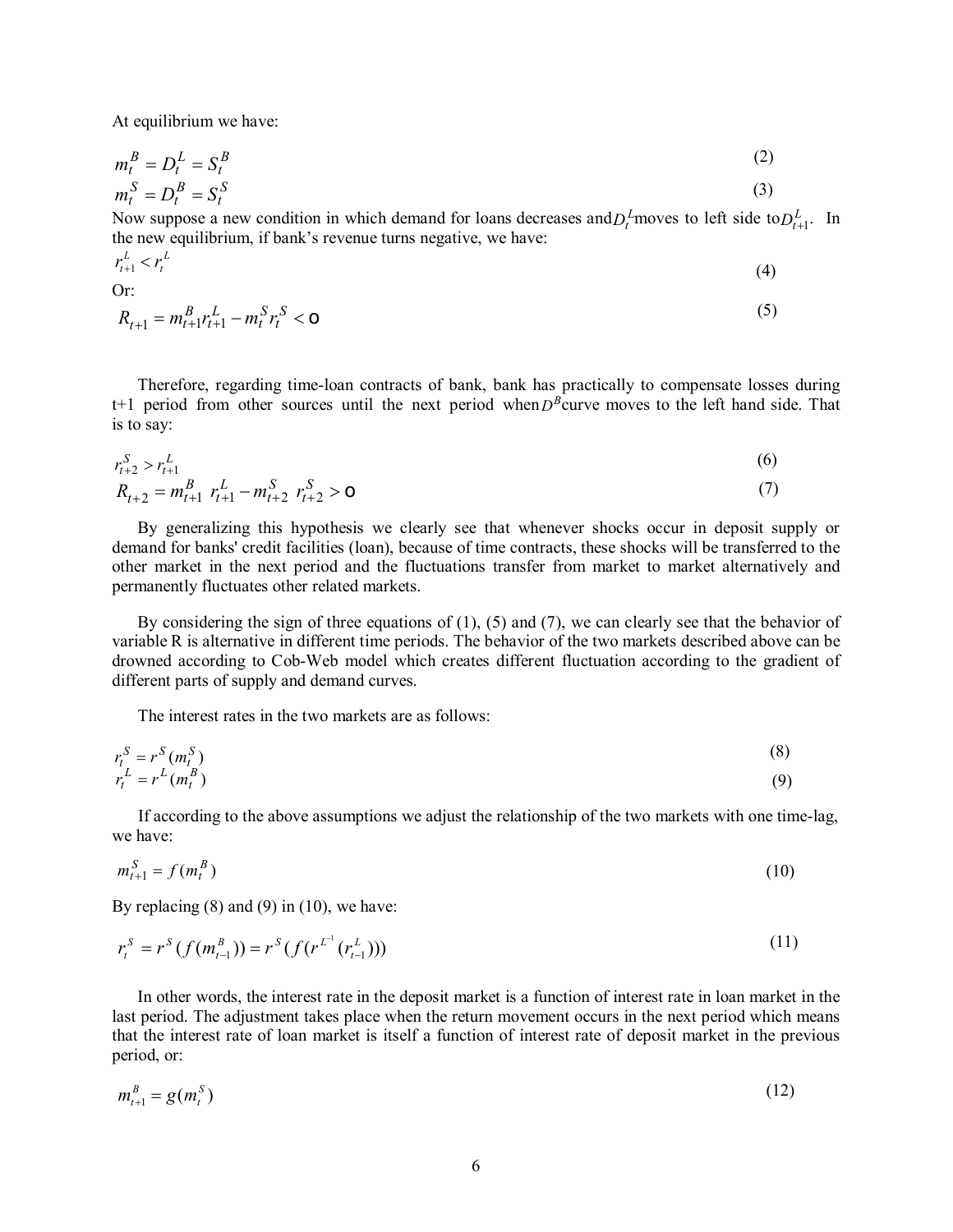At equilibrium we have:

$$m_t^B = D_t^L = S_t^B \tag{2}$$

$$m_t^S = D_t^B = S_t^S \tag{3}$$

Now suppose a new condition in which demand for loans decreases and $D_t^L$ moves to left side to $D_{t+1}^L$. In the new equilibrium, if bank's revenue turns negative, we have:

$$r_{t+1}^L < r_t^L \tag{4}$$

Or:

$$R_{t+1} = m_{t+1}^B r_{t+1}^L - m_t^S r_t^S < 0 \tag{5}$$

Therefore, regarding time-loan contracts of bank, bank has practically to compensate losses during t+1 period from other sources until the next period when $D^B$ curve moves to the left hand side. That is to say:

$$r_{t+2}^S > r_{t+1}^L \tag{6}$$

$$R_{t+2} = m_{t+1}^B \ r_{t+1}^L - m_{t+2}^S \ r_{t+2}^S > 0 \tag{7}$$

By generalizing this hypothesis we clearly see that whenever shocks occur in deposit supply or demand for banks' credit facilities (loan), because of time contracts, these shocks will be transferred to the other market in the next period and the fluctuations transfer from market to market alternatively and permanently fluctuates other related markets.

By considering the sign of three equations of (1), (5) and (7), we can clearly see that the behavior of variable R is alternative in different time periods. The behavior of the two markets described above can be drowned according to Cob-Web model which creates different fluctuation according to the gradient of different parts of supply and demand curves.

The interest rates in the two markets are as follows:

$$r_t^S = r^S(m_t^S) \tag{8}$$

$$r_t^L = r^L(m_t^B) \tag{9}$$

If according to the above assumptions we adjust the relationship of the two markets with one time-lag, we have:

$$m_{t+1}^S = f(m_t^B) \tag{10}$$

By replacing (8) and (9) in (10), we have:

$$r_t^S = r^S(f(m_{t-1}^B)) = r^S(f(r^{L^{-1}}(r_{t-1}^L))) \tag{11}$$

In other words, the interest rate in the deposit market is a function of interest rate in loan market in the last period. The adjustment takes place when the return movement occurs in the next period which means that the interest rate of loan market is itself a function of interest rate of deposit market in the previous period, or:

$$m_{t+1}^B = g(m_t^S) \tag{12}$$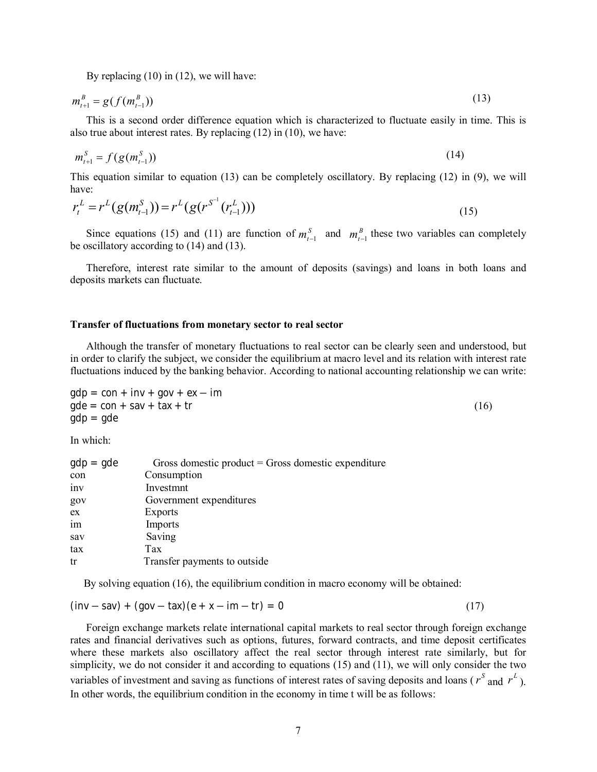By replacing (10) in (12), we will have:

$$m_{t+1}^{B} = g(f(m_{t-1}^{B})) \tag{13}$$

This is a second order difference equation which is characterized to fluctuate easily in time. This is also true about interest rates. By replacing (12) in (10), we have:

$$m_{t+1}^{S} = f(g(m_{t-1}^{S})) \tag{14}$$

This equation similar to equation (13) can be completely oscillatory. By replacing (12) in (9), we will have:

$$r_{t}^{L} = r^{L}(g(m_{t-1}^{S})) = r^{L}(g(r^{S^{-1}}(r_{t-1}^{L}))) \tag{15}$$

Since equations (15) and (11) are function of $m_{t-1}^{S}$ and $m_{t-1}^{B}$ these two variables can completely be oscillatory according to (14) and (13).

Therefore, interest rate similar to the amount of deposits (savings) and loans in both loans and deposits markets can fluctuate.

### Transfer of fluctuations from monetary sector to real sector

Although the transfer of monetary fluctuations to real sector can be clearly seen and understood, but in order to clarify the subject, we consider the equilibrium at macro level and its relation with interest rate fluctuations induced by the banking behavior. According to national accounting relationship we can write:

$$\begin{aligned} gdp &= con + inv + gov + ex - im \\ gde &= con + sav + tax + tr \\ gdp &= gde \end{aligned} \tag{16}$$

In which:

| | |
|---|---|
| gdp = gde | Gross domestic product = Gross domestic expenditure |
| con | Consumption |
| inv | Investmnt |
| gov | Government expenditures |
| ex | Exports |
| im | Imports |
| sav | Saving |
| tax | Tax |
| tr | Transfer payments to outside |

By solving equation (16), the equilibrium condition in macro economy will be obtained:

$$(inv - sav) + (gov - tax)(e + x - im - tr) = 0 \tag{17}$$

Foreign exchange markets relate international capital markets to real sector through foreign exchange rates and financial derivatives such as options, futures, forward contracts, and time deposit certificates where these markets also oscillatory affect the real sector through interest rate similarly, but for simplicity, we do not consider it and according to equations (15) and (11), we will only consider the two variables of investment and saving as functions of interest rates of saving deposits and loans ($r^S$ and $r^L$). In other words, the equilibrium condition in the economy in time t will be as follows: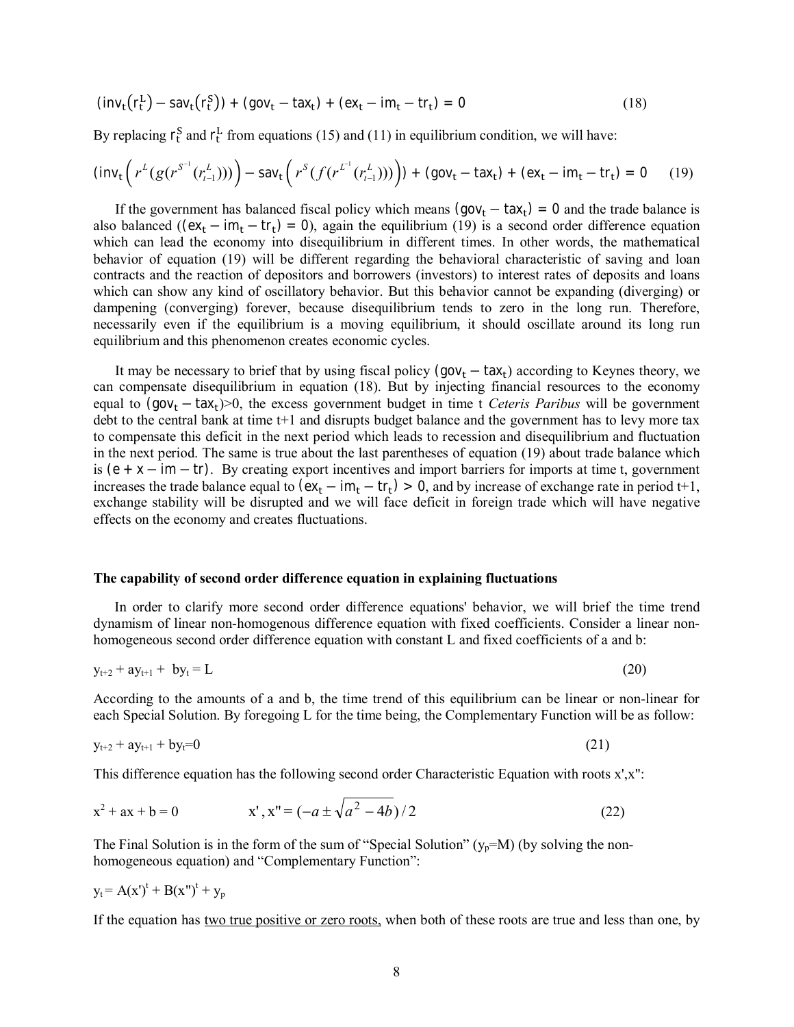$$(\text{inv}_t(r_t^L) - \text{sav}_t(r_t^S)) + (\text{gov}_t - \text{tax}_t) + (\text{ex}_t - \text{im}_t - \text{tr}_t) = 0 \quad (18)$$

By replacing $r_t^S$ and $r_t^L$ from equations (15) and (11) in equilibrium condition, we will have:

$$(\text{inv}_t\left(r^L(g(r^{S^{-1}}(r_{t-1}^L)))\right) - \text{sav}_t\left(r^S(f(r^{L^{-1}}(r_{t-1}^L)))\right)) + (\text{gov}_t - \text{tax}_t) + (\text{ex}_t - \text{im}_t - \text{tr}_t) = 0 \quad (19)$$

If the government has balanced fiscal policy which means $(\text{gov}_t - \text{tax}_t) = 0$ and the trade balance is also balanced ($(\text{ex}_t - \text{im}_t - \text{tr}_t) = 0$), again the equilibrium (19) is a second order difference equation which can lead the economy into disequilibrium in different times. In other words, the mathematical behavior of equation (19) will be different regarding the behavioral characteristic of saving and loan contracts and the reaction of depositors and borrowers (investors) to interest rates of deposits and loans which can show any kind of oscillatory behavior. But this behavior cannot be expanding (diverging) or dampening (converging) forever, because disequilibrium tends to zero in the long run. Therefore, necessarily even if the equilibrium is a moving equilibrium, it should oscillate around its long run equilibrium and this phenomenon creates economic cycles.

It may be necessary to brief that by using fiscal policy $(\text{gov}_t - \text{tax}_t)$ according to Keynes theory, we can compensate disequilibrium in equation (18). But by injecting financial resources to the economy equal to $(\text{gov}_t - \text{tax}_t)>0$, the excess government budget in time t *Ceteris Paribus* will be government debt to the central bank at time t+1 and disrupts budget balance and the government has to levy more tax to compensate this deficit in the next period which leads to recession and disequilibrium and fluctuation in the next period. The same is true about the last parentheses of equation (19) about trade balance which is $(\text{e} + \text{x} - \text{im} - \text{tr})$. By creating export incentives and import barriers for imports at time t, government increases the trade balance equal to $(\text{ex}_t - \text{im}_t - \text{tr}_t) > 0$, and by increase of exchange rate in period t+1, exchange stability will be disrupted and we will face deficit in foreign trade which will have negative effects on the economy and creates fluctuations.

**The capability of second order difference equation in explaining fluctuations**

In order to clarify more second order difference equations' behavior, we will brief the time trend dynamism of linear non-homogenous difference equation with fixed coefficients. Consider a linear non-homogeneous second order difference equation with constant L and fixed coefficients of a and b:

$$y_{t+2} + ay_{t+1} + by_t = L \quad (20)$$

According to the amounts of a and b, the time trend of this equilibrium can be linear or non-linear for each Special Solution. By foregoing L for the time being, the Complementary Function will be as follow:

$$y_{t+2} + ay_{t+1} + by_t=0 \quad (21)$$

This difference equation has the following second order Characteristic Equation with roots x',x":

$$x^2 + ax + b = 0 \qquad x', x'' = (-a \pm \sqrt{a^2 - 4b})/2 \quad (22)$$

The Final Solution is in the form of the sum of "Special Solution" ($y_p$=M) (by solving the non-homogeneous equation) and "Complementary Function":

$$y_t = A(x')^t + B(x'')^t + y_p$$

If the equation has <u>two true positive or zero roots,</u> when both of these roots are true and less than one, by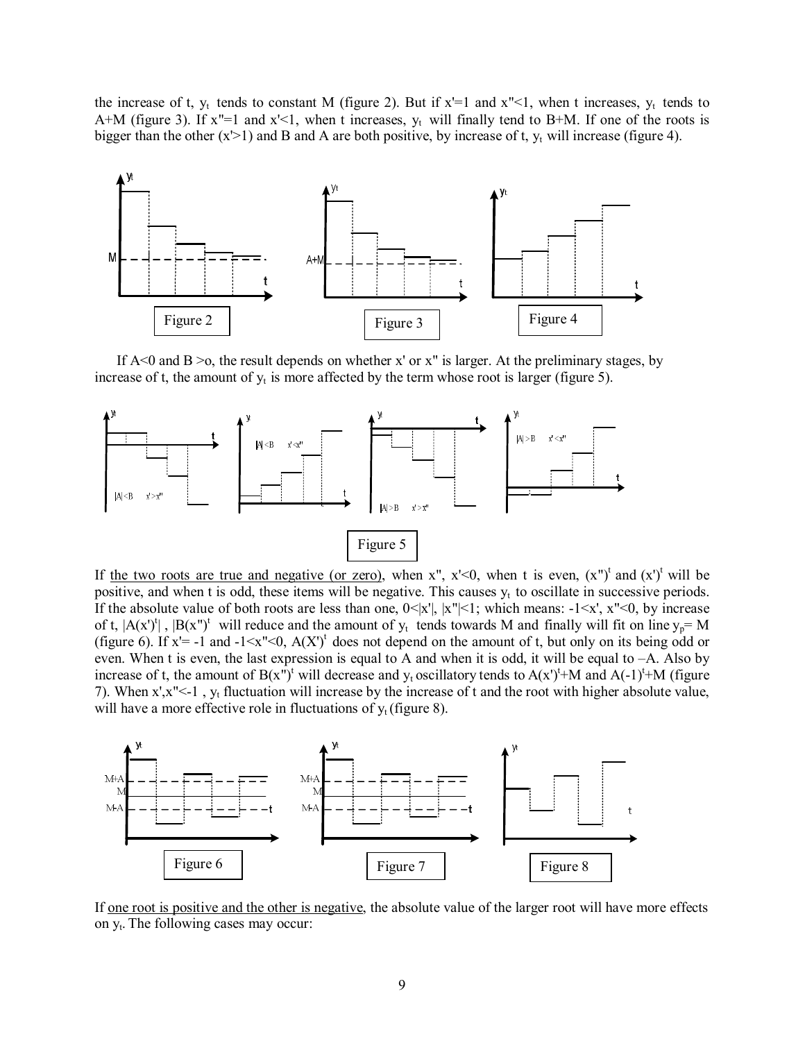the increase of t, $y_t$ tends to constant M (figure 2). But if x'=1 and x"<1, when t increases, $y_t$ tends to A+M (figure 3). If x"=1 and x'<1, when t increases, $y_t$ will finally tend to B+M. If one of the roots is bigger than the other (x'>1) and B and A are both positive, by increase of t, $y_t$ will increase (figure 4).

Figure 2

Figure 3

Figure 4

If A<0 and B >o, the result depends on whether x' or x" is larger. At the preliminary stages, by increase of t, the amount of $y_t$ is more affected by the term whose root is larger (figure 5).

Figure 5

If the two roots are true and negative (or zero), when x", x'<0, when t is even, $(x")^t$ and $(x')^t$ will be positive, and when t is odd, these items will be negative. This causes $y_t$ to oscillate in successive periods. If the absolute value of both roots are less than one, 0<|x'|, |x"|<1; which means: -1<x', x"<0, by increase of t, $|A(x')^t|$ , $|B(x")^t$ will reduce and the amount of $y_t$ tends towards M and finally will fit on line $y_p$= M (figure 6). If x'= -1 and -1<x"<0, $A(X')^t$ does not depend on the amount of t, but only on its being odd or even. When t is even, the last expression is equal to A and when it is odd, it will be equal to –A. Also by increase of t, the amount of $B(x")^t$ will decrease and $y_t$ oscillatory tends to $A(x')^t$+M and $A(-1)^t$+M (figure 7). When x',x"<-1 , $y_t$ fluctuation will increase by the increase of t and the root with higher absolute value, will have a more effective role in fluctuations of $y_t$ (figure 8).

Figure 6

Figure 7

Figure 8

If one root is positive and the other is negative, the absolute value of the larger root will have more effects on $y_t$. The following cases may occur: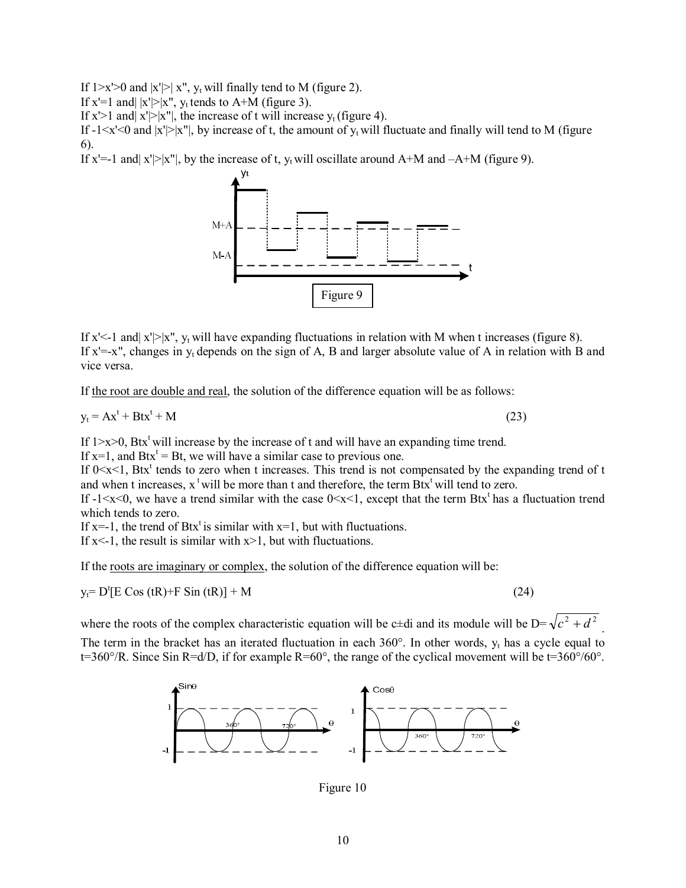If $1>x'>0$ and $|x'|>|x''|$, $y_t$ will finally tend to M (figure 2).
If $x'=1$ and $|x'|>|x''|$, $y_t$ tends to A+M (figure 3).
If $x'>1$ and $|x'|>|x''|$, the increase of t will increase $y_t$ (figure 4).
If $-1<x'<0$ and $|x'|>|x''|$, by increase of t, the amount of $y_t$ will fluctuate and finally will tend to M (figure 6).
If $x'=-1$ and $|x'|>|x''|$, by the increase of t, $y_t$ will oscillate around A+M and –A+M (figure 9).

Figure 9

If $x'<-1$ and $|x'|>|x''|$, $y_t$ will have expanding fluctuations in relation with M when t increases (figure 8).
If $x'=-x''$, changes in $y_t$ depends on the sign of A, B and larger absolute value of A in relation with B and vice versa.

If <u>the root are double and real</u>, the solution of the difference equation will be as follows:

$$y_t = Ax^t + Btx^t + M \tag{23}$$

If $1>x>0$, $Btx^t$ will increase by the increase of t and will have an expanding time trend.
If $x=1$, and $Btx^t = Bt$, we will have a similar case to previous one.
If $0<x<1$, $Btx^t$ tends to zero when t increases. This trend is not compensated by the expanding trend of t and when t increases, $x^t$ will be more than t and therefore, the term $Btx^t$ will tend to zero.
If $-1<x<0$, we have a trend similar with the case $0<x<1$, except that the term $Btx^t$ has a fluctuation trend which tends to zero.
If $x=-1$, the trend of $Btx^t$ is similar with $x=1$, but with fluctuations.
If $x<-1$, the result is similar with $x>1$, but with fluctuations.

If the <u>roots are imaginary or complex</u>, the solution of the difference equation will be:

$$y_t = D^t[E \operatorname{Cos}(tR) + F \operatorname{Sin}(tR)] + M \tag{24}$$

where the roots of the complex characteristic equation will be $c \pm di$ and its module will be $D=\sqrt{c^2+d^2}$.
The term in the bracket has an iterated fluctuation in each 360°. In other words, $y_t$ has a cycle equal to $t=360°/R$. Since $\operatorname{Sin} R=d/D$, if for example $R=60°$, the range of the cyclical movement will be $t=360°/60°$.

Figure 10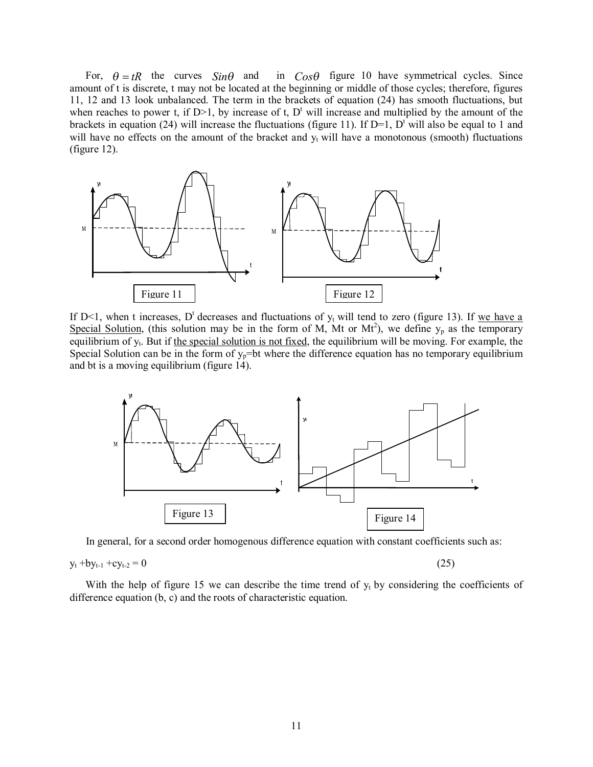For, $\theta = tR$ the curves $Sin\theta$ and in $Cos\theta$ figure 10 have symmetrical cycles. Since amount of t is discrete, t may not be located at the beginning or middle of those cycles; therefore, figures 11, 12 and 13 look unbalanced. The term in the brackets of equation (24) has smooth fluctuations, but when reaches to power t, if D>1, by increase of t, $D^t$ will increase and multiplied by the amount of the brackets in equation (24) will increase the fluctuations (figure 11). If D=1, $D^t$ will also be equal to 1 and will have no effects on the amount of the bracket and $y_t$ will have a monotonous (smooth) fluctuations (figure 12).

Figure 11

Figure 12

If D<1, when t increases, $D^t$ decreases and fluctuations of $y_t$ will tend to zero (figure 13). If <u>we have a Special Solution</u>, (this solution may be in the form of M, Mt or $Mt^2$), we define $y_p$ as the temporary equilibrium of $y_t$. But if <u>the special solution is not fixed</u>, the equilibrium will be moving. For example, the Special Solution can be in the form of $y_p$=bt where the difference equation has no temporary equilibrium and bt is a moving equilibrium (figure 14).

Figure 13

Figure 14

In general, for a second order homogenous difference equation with constant coefficients such as:

$$y_t + by_{t-1} + cy_{t-2} = 0 \tag{25}$$

With the help of figure 15 we can describe the time trend of $y_t$ by considering the coefficients of difference equation (b, c) and the roots of characteristic equation.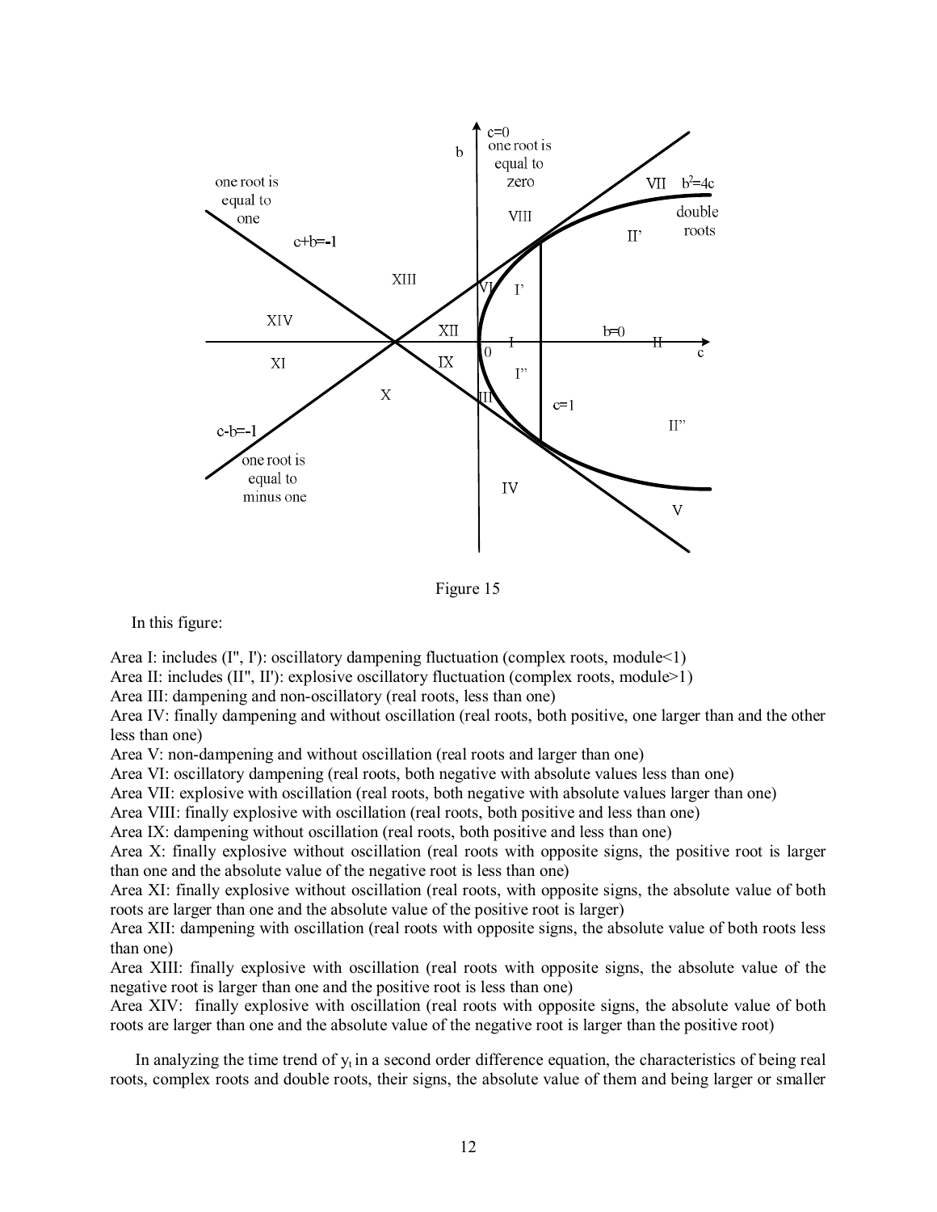Figure 15

In this figure:

Area I: includes (I", I'): oscillatory dampening fluctuation (complex roots, module<1)
Area II: includes (II", II'): explosive oscillatory fluctuation (complex roots, module>1)
Area III: dampening and non-oscillatory (real roots, less than one)
Area IV: finally dampening and without oscillation (real roots, both positive, one larger than and the other less than one)
Area V: non-dampening and without oscillation (real roots and larger than one)
Area VI: oscillatory dampening (real roots, both negative with absolute values less than one)
Area VII: explosive with oscillation (real roots, both negative with absolute values larger than one)
Area VIII: finally explosive with oscillation (real roots, both positive and less than one)
Area IX: dampening without oscillation (real roots, both positive and less than one)
Area X: finally explosive without oscillation (real roots with opposite signs, the positive root is larger than one and the absolute value of the negative root is less than one)
Area XI: finally explosive without oscillation (real roots, with opposite signs, the absolute value of both roots are larger than one and the absolute value of the positive root is larger)
Area XII: dampening with oscillation (real roots with opposite signs, the absolute value of both roots less than one)
Area XIII: finally explosive with oscillation (real roots with opposite signs, the absolute value of the negative root is larger than one and the positive root is less than one)
Area XIV: finally explosive with oscillation (real roots with opposite signs, the absolute value of both roots are larger than one and the absolute value of the negative root is larger than the positive root)

In analyzing the time trend of $y_t$ in a second order difference equation, the characteristics of being real roots, complex roots and double roots, their signs, the absolute value of them and being larger or smaller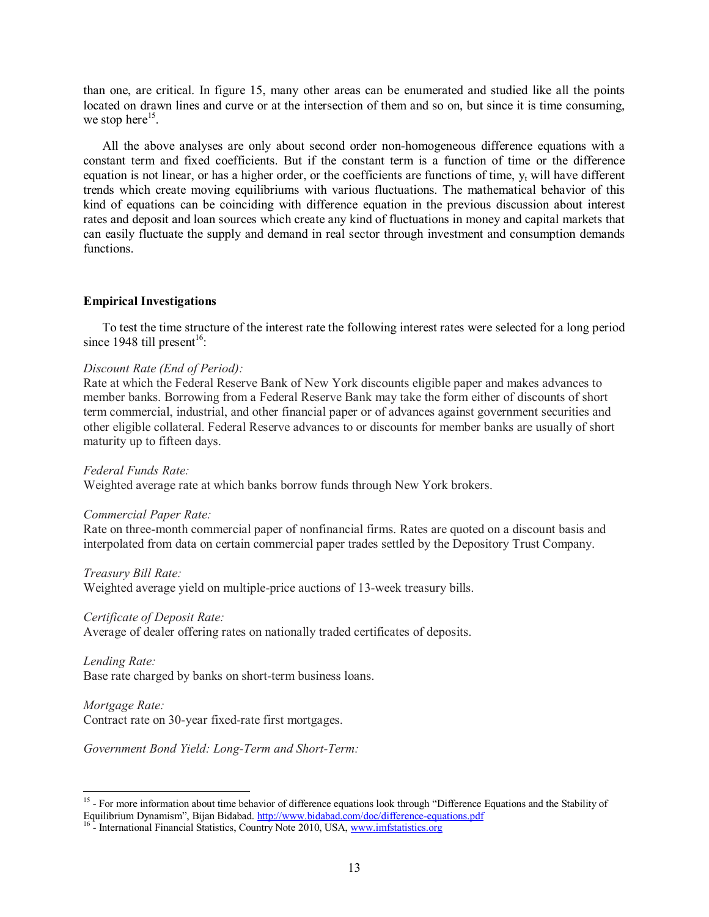than one, are critical. In figure 15, many other areas can be enumerated and studied like all the points located on drawn lines and curve or at the intersection of them and so on, but since it is time consuming, we stop here[15].

All the above analyses are only about second order non-homogeneous difference equations with a constant term and fixed coefficients. But if the constant term is a function of time or the difference equation is not linear, or has a higher order, or the coefficients are functions of time, $y_t$ will have different trends which create moving equilibriums with various fluctuations. The mathematical behavior of this kind of equations can be coinciding with difference equation in the previous discussion about interest rates and deposit and loan sources which create any kind of fluctuations in money and capital markets that can easily fluctuate the supply and demand in real sector through investment and consumption demands functions.

**Empirical Investigations**

To test the time structure of the interest rate the following interest rates were selected for a long period since 1948 till present[16]:

*Discount Rate (End of Period):*
Rate at which the Federal Reserve Bank of New York discounts eligible paper and makes advances to member banks. Borrowing from a Federal Reserve Bank may take the form either of discounts of short term commercial, industrial, and other financial paper or of advances against government securities and other eligible collateral. Federal Reserve advances to or discounts for member banks are usually of short maturity up to fifteen days.

*Federal Funds Rate:*
Weighted average rate at which banks borrow funds through New York brokers.

*Commercial Paper Rate:*
Rate on three-month commercial paper of nonfinancial firms. Rates are quoted on a discount basis and interpolated from data on certain commercial paper trades settled by the Depository Trust Company.

*Treasury Bill Rate:*
Weighted average yield on multiple-price auctions of 13-week treasury bills.

*Certificate of Deposit Rate:*
Average of dealer offering rates on nationally traded certificates of deposits.

*Lending Rate:*
Base rate charged by banks on short-term business loans.

*Mortgage Rate:*
Contract rate on 30-year fixed-rate first mortgages.

*Government Bond Yield: Long-Term and Short-Term:*

---

[15] - For more information about time behavior of difference equations look through "Difference Equations and the Stability of Equilibrium Dynamism", Bijan Bidabad. http://www.bidabad.com/doc/difference-equations.pdf

[16] - International Financial Statistics, Country Note 2010, USA, www.imfstatistics.org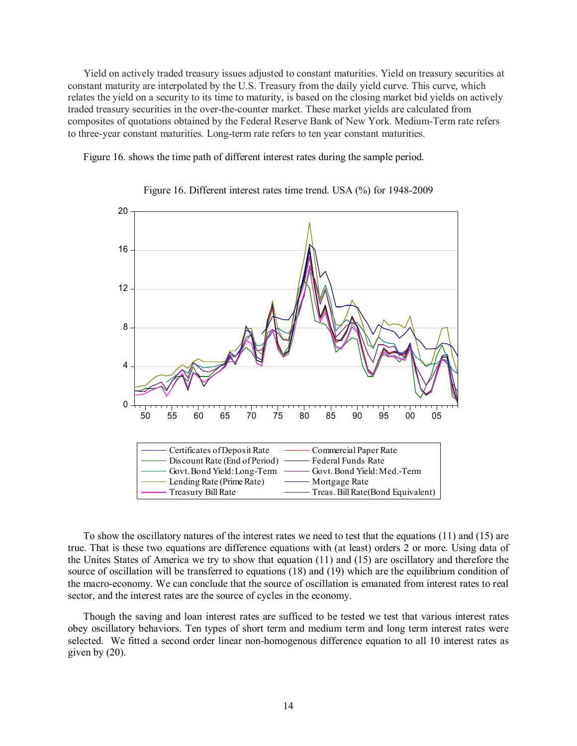Yield on actively traded treasury issues adjusted to constant maturities. Yield on treasury securities at constant maturity are interpolated by the U.S. Treasury from the daily yield curve. This curve, which relates the yield on a security to its time to maturity, is based on the closing market bid yields on actively traded treasury securities in the over-the-counter market. These market yields are calculated from composites of quotations obtained by the Federal Reserve Bank of New York. Medium-Term rate refers to three-year constant maturities. Long-term rate refers to ten year constant maturities.

Figure 16. shows the time path of different interest rates during the sample period.

Figure 16. Different interest rates time trend. USA (%) for 1948-2009

To show the oscillatory natures of the interest rates we need to test that the equations (11) and (15) are true. That is these two equations are difference equations with (at least) orders 2 or more. Using data of the Unites States of America we try to show that equation (11) and (15) are oscillatory and therefore the source of oscillation will be transferred to equations (18) and (19) which are the equilibrium condition of the macro-economy. We can conclude that the source of oscillation is emanated from interest rates to real sector, and the interest rates are the source of cycles in the economy.

Though the saving and loan interest rates are sufficed to be tested we test that various interest rates obey oscillatory behaviors. Ten types of short term and medium term and long term interest rates were selected. We fitted a second order linear non-homogenous difference equation to all 10 interest rates as given by (20).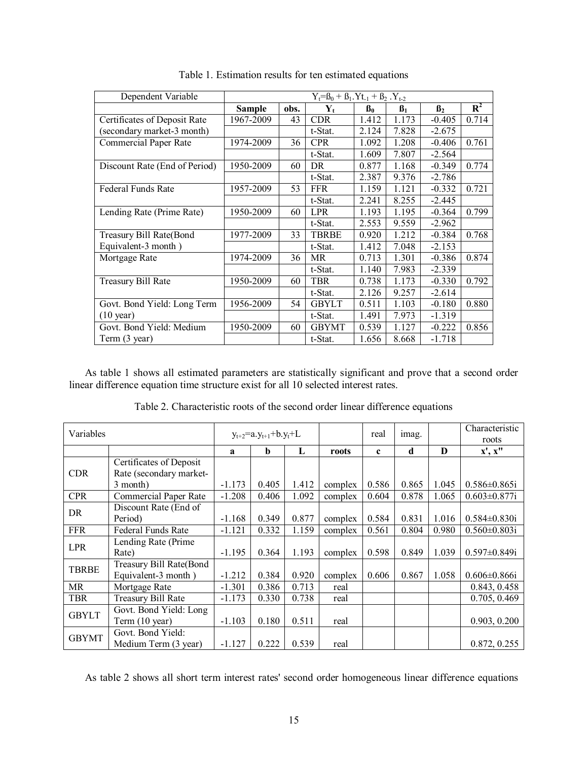Table 1. Estimation results for ten estimated equations

| Dependent Variable | $Y_t = ß_0 + ß_1 . Yt_{-1} + ß_2 . Y_{t-2}$ | | | | | | |
|---|---|---|---|---|---|---|---|
| | **Sample** | **obs.** | $Y_t$ | $ß_0$ | $ß_1$ | $ß_2$ | $R^2$ |
| Certificates of Deposit Rate (secondary market-3 month) | 1967-2009 | 43 | CDR | 1.412 | 1.173 | -0.405 | 0.714 |
| | | | t-Stat. | 2.124 | 7.828 | -2.675 | |
| Commercial Paper Rate | 1974-2009 | 36 | CPR | 1.092 | 1.208 | -0.406 | 0.761 |
| | | | t-Stat. | 1.609 | 7.807 | -2.564 | |
| Discount Rate (End of Period) | 1950-2009 | 60 | DR | 0.877 | 1.168 | -0.349 | 0.774 |
| | | | t-Stat. | 2.387 | 9.376 | -2.786 | |
| Federal Funds Rate | 1957-2009 | 53 | FFR | 1.159 | 1.121 | -0.332 | 0.721 |
| | | | t-Stat. | 2.241 | 8.255 | -2.445 | |
| Lending Rate (Prime Rate) | 1950-2009 | 60 | LPR | 1.193 | 1.195 | -0.364 | 0.799 |
| | | | t-Stat. | 2.553 | 9.559 | -2.962 | |
| Treasury Bill Rate(Bond Equivalent-3 month ) | 1977-2009 | 33 | TBRBE | 0.920 | 1.212 | -0.384 | 0.768 |
| | | | t-Stat. | 1.412 | 7.048 | -2.153 | |
| Mortgage Rate | 1974-2009 | 36 | MR | 0.713 | 1.301 | -0.386 | 0.874 |
| | | | t-Stat. | 1.140 | 7.983 | -2.339 | |
| Treasury Bill Rate | 1950-2009 | 60 | TBR | 0.738 | 1.173 | -0.330 | 0.792 |
| | | | t-Stat. | 2.126 | 9.257 | -2.614 | |
| Govt. Bond Yield: Long Term (10 year) | 1956-2009 | 54 | GBYLT | 0.511 | 1.103 | -0.180 | 0.880 |
| | | | t-Stat. | 1.491 | 7.973 | -1.319 | |
| Govt. Bond Yield: Medium Term (3 year) | 1950-2009 | 60 | GBYMT | 0.539 | 1.127 | -0.222 | 0.856 |
| | | | t-Stat. | 1.656 | 8.668 | -1.718 | |

As table 1 shows all estimated parameters are statistically significant and prove that a second order linear difference equation time structure exist for all 10 selected interest rates.

Table 2. Characteristic roots of the second order linear difference equations

| Variables | | $y_{t+2}=a.y_{t+1}+b.y_t+L$ | | | | real | imag. | | Characteristic roots |
|---|---|---|---|---|---|---|---|---|---|
| | | **a** | **b** | **L** | **roots** | **c** | **d** | **D** | **x', x''** |
| CDR | Certificates of Deposit Rate (secondary market-3 month) | -1.173 | 0.405 | 1.412 | complex | 0.586 | 0.865 | 1.045 | 0.586±0.865i |
| CPR | Commercial Paper Rate | -1.208 | 0.406 | 1.092 | complex | 0.604 | 0.878 | 1.065 | 0.603±0.877i |
| DR | Discount Rate (End of Period) | -1.168 | 0.349 | 0.877 | complex | 0.584 | 0.831 | 1.016 | 0.584±0.830i |
| FFR | Federal Funds Rate | -1.121 | 0.332 | 1.159 | complex | 0.561 | 0.804 | 0.980 | 0.560±0.803i |
| LPR | Lending Rate (Prime Rate) | -1.195 | 0.364 | 1.193 | complex | 0.598 | 0.849 | 1.039 | 0.597±0.849i |
| TBRBE | Treasury Bill Rate(Bond Equivalent-3 month ) | -1.212 | 0.384 | 0.920 | complex | 0.606 | 0.867 | 1.058 | 0.606±0.866i |
| MR | Mortgage Rate | -1.301 | 0.386 | 0.713 | real | | | | 0.843, 0.458 |
| TBR | Treasury Bill Rate | -1.173 | 0.330 | 0.738 | real | | | | 0.705, 0.469 |
| GBYLT | Govt. Bond Yield: Long Term (10 year) | -1.103 | 0.180 | 0.511 | real | | | | 0.903, 0.200 |
| GBYMT | Govt. Bond Yield: Medium Term (3 year) | -1.127 | 0.222 | 0.539 | real | | | | 0.872, 0.255 |

As table 2 shows all short term interest rates' second order homogeneous linear difference equations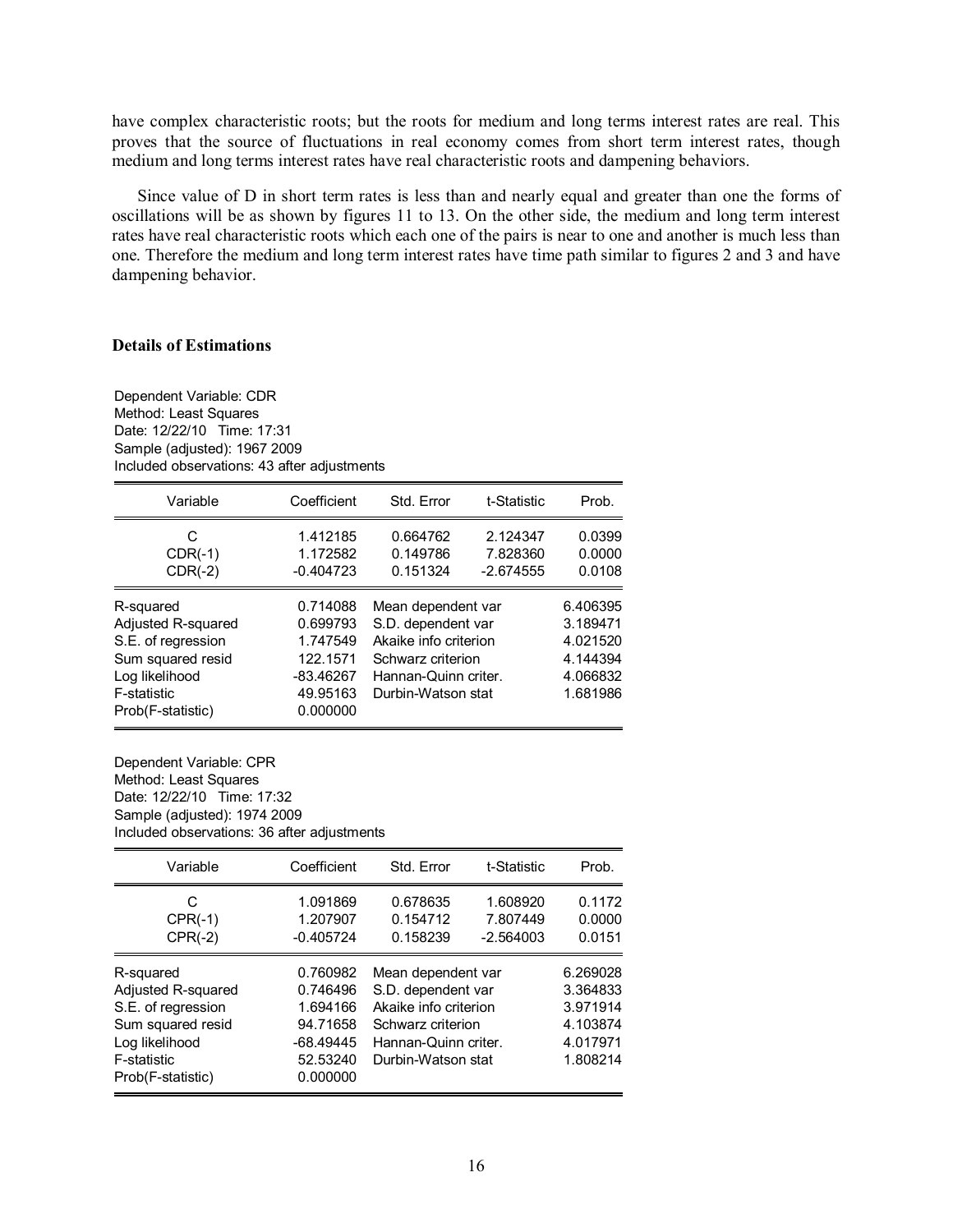have complex characteristic roots; but the roots for medium and long terms interest rates are real. This proves that the source of fluctuations in real economy comes from short term interest rates, though medium and long terms interest rates have real characteristic roots and dampening behaviors.

Since value of D in short term rates is less than and nearly equal and greater than one the forms of oscillations will be as shown by figures 11 to 13. On the other side, the medium and long term interest rates have real characteristic roots which each one of the pairs is near to one and another is much less than one. Therefore the medium and long term interest rates have time path similar to figures 2 and 3 and have dampening behavior.

### Details of Estimations

Dependent Variable: CDR
Method: Least Squares
Date: 12/22/10 Time: 17:31
Sample (adjusted): 1967 2009
Included observations: 43 after adjustments

| Variable | Coefficient | Std. Error | t-Statistic | Prob. |
|---|---|---|---|---|
| C | 1.412185 | 0.664762 | 2.124347 | 0.0399 |
| CDR(-1) | 1.172582 | 0.149786 | 7.828360 | 0.0000 |
| CDR(-2) | -0.404723 | 0.151324 | -2.674555 | 0.0108 |

| | | | |
|---|---|---|---|
| R-squared | 0.714088 | Mean dependent var | 6.406395 |
| Adjusted R-squared | 0.699793 | S.D. dependent var | 3.189471 |
| S.E. of regression | 1.747549 | Akaike info criterion | 4.021520 |
| Sum squared resid | 122.1571 | Schwarz criterion | 4.144394 |
| Log likelihood | -83.46267 | Hannan-Quinn criter. | 4.066832 |
| F-statistic | 49.95163 | Durbin-Watson stat | 1.681986 |
| Prob(F-statistic) | 0.000000 | | |

Dependent Variable: CPR
Method: Least Squares
Date: 12/22/10 Time: 17:32
Sample (adjusted): 1974 2009
Included observations: 36 after adjustments

| Variable | Coefficient | Std. Error | t-Statistic | Prob. |
|---|---|---|---|---|
| C | 1.091869 | 0.678635 | 1.608920 | 0.1172 |
| CPR(-1) | 1.207907 | 0.154712 | 7.807449 | 0.0000 |
| CPR(-2) | -0.405724 | 0.158239 | -2.564003 | 0.0151 |

| | | | |
|---|---|---|---|
| R-squared | 0.760982 | Mean dependent var | 6.269028 |
| Adjusted R-squared | 0.746496 | S.D. dependent var | 3.364833 |
| S.E. of regression | 1.694166 | Akaike info criterion | 3.971914 |
| Sum squared resid | 94.71658 | Schwarz criterion | 4.103874 |
| Log likelihood | -68.49445 | Hannan-Quinn criter. | 4.017971 |
| F-statistic | 52.53240 | Durbin-Watson stat | 1.808214 |
| Prob(F-statistic) | 0.000000 | | |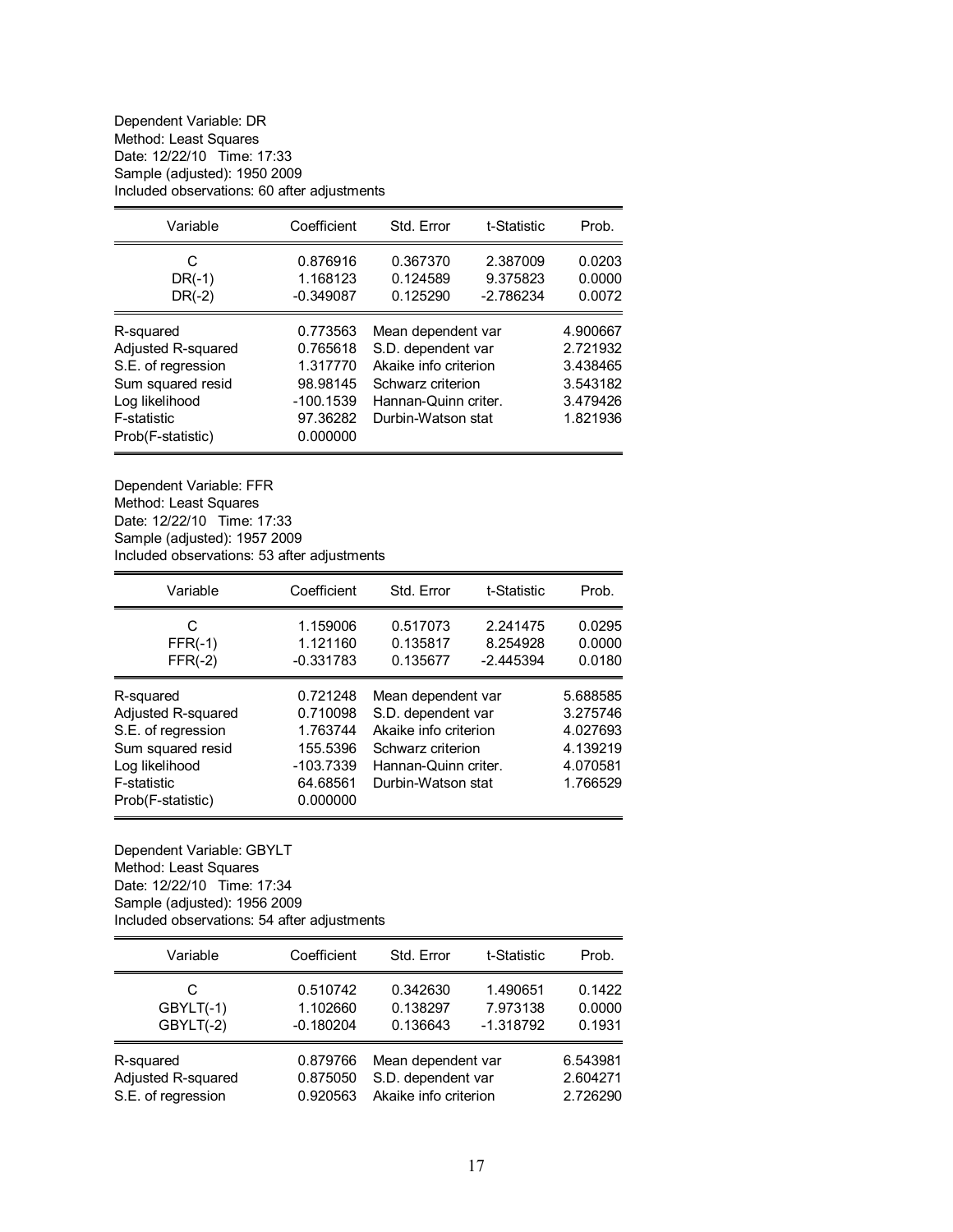Dependent Variable: DR
Method: Least Squares
Date: 12/22/10 Time: 17:33
Sample (adjusted): 1950 2009
Included observations: 60 after adjustments

| Variable | Coefficient | Std. Error | t-Statistic | Prob. |
|---|---|---|---|---|
| C | 0.876916 | 0.367370 | 2.387009 | 0.0203 |
| DR(-1) | 1.168123 | 0.124589 | 9.375823 | 0.0000 |
| DR(-2) | -0.349087 | 0.125290 | -2.786234 | 0.0072 |

| | | | |
|---|---|---|---|
| R-squared | 0.773563 | Mean dependent var | 4.900667 |
| Adjusted R-squared | 0.765618 | S.D. dependent var | 2.721932 |
| S.E. of regression | 1.317770 | Akaike info criterion | 3.438465 |
| Sum squared resid | 98.98145 | Schwarz criterion | 3.543182 |
| Log likelihood | -100.1539 | Hannan-Quinn criter. | 3.479426 |
| F-statistic | 97.36282 | Durbin-Watson stat | 1.821936 |
| Prob(F-statistic) | 0.000000 | | |

Dependent Variable: FFR
Method: Least Squares
Date: 12/22/10 Time: 17:33
Sample (adjusted): 1957 2009
Included observations: 53 after adjustments

| Variable | Coefficient | Std. Error | t-Statistic | Prob. |
|---|---|---|---|---|
| C | 1.159006 | 0.517073 | 2.241475 | 0.0295 |
| FFR(-1) | 1.121160 | 0.135817 | 8.254928 | 0.0000 |
| FFR(-2) | -0.331783 | 0.135677 | -2.445394 | 0.0180 |

| | | | |
|---|---|---|---|
| R-squared | 0.721248 | Mean dependent var | 5.688585 |
| Adjusted R-squared | 0.710098 | S.D. dependent var | 3.275746 |
| S.E. of regression | 1.763744 | Akaike info criterion | 4.027693 |
| Sum squared resid | 155.5396 | Schwarz criterion | 4.139219 |
| Log likelihood | -103.7339 | Hannan-Quinn criter. | 4.070581 |
| F-statistic | 64.68561 | Durbin-Watson stat | 1.766529 |
| Prob(F-statistic) | 0.000000 | | |

Dependent Variable: GBYLT
Method: Least Squares
Date: 12/22/10 Time: 17:34
Sample (adjusted): 1956 2009
Included observations: 54 after adjustments

| Variable | Coefficient | Std. Error | t-Statistic | Prob. |
|---|---|---|---|---|
| C | 0.510742 | 0.342630 | 1.490651 | 0.1422 |
| GBYLT(-1) | 1.102660 | 0.138297 | 7.973138 | 0.0000 |
| GBYLT(-2) | -0.180204 | 0.136643 | -1.318792 | 0.1931 |

| | | | |
|---|---|---|---|
| R-squared | 0.879766 | Mean dependent var | 6.543981 |
| Adjusted R-squared | 0.875050 | S.D. dependent var | 2.604271 |
| S.E. of regression | 0.920563 | Akaike info criterion | 2.726290 |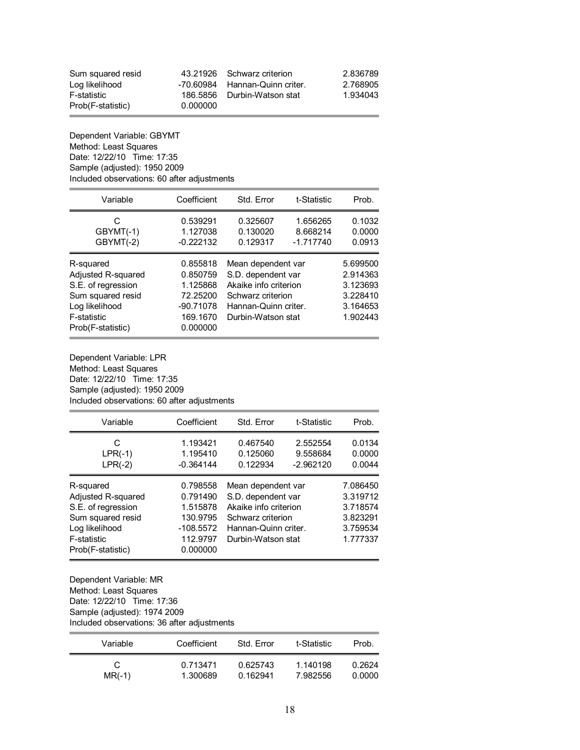| | | | |
|---|---|---|---|
| Sum squared resid | 43.21926 | Schwarz criterion | 2.836789 |
| Log likelihood | -70.60984 | Hannan-Quinn criter. | 2.768905 |
| F-statistic | 186.5856 | Durbin-Watson stat | 1.934043 |
| Prob(F-statistic) | 0.000000 | | |

Dependent Variable: GBYMT
Method: Least Squares
Date: 12/22/10 Time: 17:35
Sample (adjusted): 1950 2009
Included observations: 60 after adjustments

| Variable | Coefficient | Std. Error | t-Statistic | Prob. |
|---|---|---|---|---|
| C | 0.539291 | 0.325607 | 1.656265 | 0.1032 |
| GBYMT(-1) | 1.127038 | 0.130020 | 8.668214 | 0.0000 |
| GBYMT(-2) | -0.222132 | 0.129317 | -1.717740 | 0.0913 |

| | | | |
|---|---|---|---|
| R-squared | 0.855818 | Mean dependent var | 5.699500 |
| Adjusted R-squared | 0.850759 | S.D. dependent var | 2.914363 |
| S.E. of regression | 1.125868 | Akaike info criterion | 3.123693 |
| Sum squared resid | 72.25200 | Schwarz criterion | 3.228410 |
| Log likelihood | -90.71078 | Hannan-Quinn criter. | 3.164653 |
| F-statistic | 169.1670 | Durbin-Watson stat | 1.902443 |
| Prob(F-statistic) | 0.000000 | | |

Dependent Variable: LPR
Method: Least Squares
Date: 12/22/10 Time: 17:35
Sample (adjusted): 1950 2009
Included observations: 60 after adjustments

| Variable | Coefficient | Std. Error | t-Statistic | Prob. |
|---|---|---|---|---|
| C | 1.193421 | 0.467540 | 2.552554 | 0.0134 |
| LPR(-1) | 1.195410 | 0.125060 | 9.558684 | 0.0000 |
| LPR(-2) | -0.364144 | 0.122934 | -2.962120 | 0.0044 |

| | | | |
|---|---|---|---|
| R-squared | 0.798558 | Mean dependent var | 7.086450 |
| Adjusted R-squared | 0.791490 | S.D. dependent var | 3.319712 |
| S.E. of regression | 1.515878 | Akaike info criterion | 3.718574 |
| Sum squared resid | 130.9795 | Schwarz criterion | 3.823291 |
| Log likelihood | -108.5572 | Hannan-Quinn criter. | 3.759534 |
| F-statistic | 112.9797 | Durbin-Watson stat | 1.777337 |
| Prob(F-statistic) | 0.000000 | | |

Dependent Variable: MR
Method: Least Squares
Date: 12/22/10 Time: 17:36
Sample (adjusted): 1974 2009
Included observations: 36 after adjustments

| Variable | Coefficient | Std. Error | t-Statistic | Prob. |
|---|---|---|---|---|
| C | 0.713471 | 0.625743 | 1.140198 | 0.2624 |
| MR(-1) | 1.300689 | 0.162941 | 7.982556 | 0.0000 |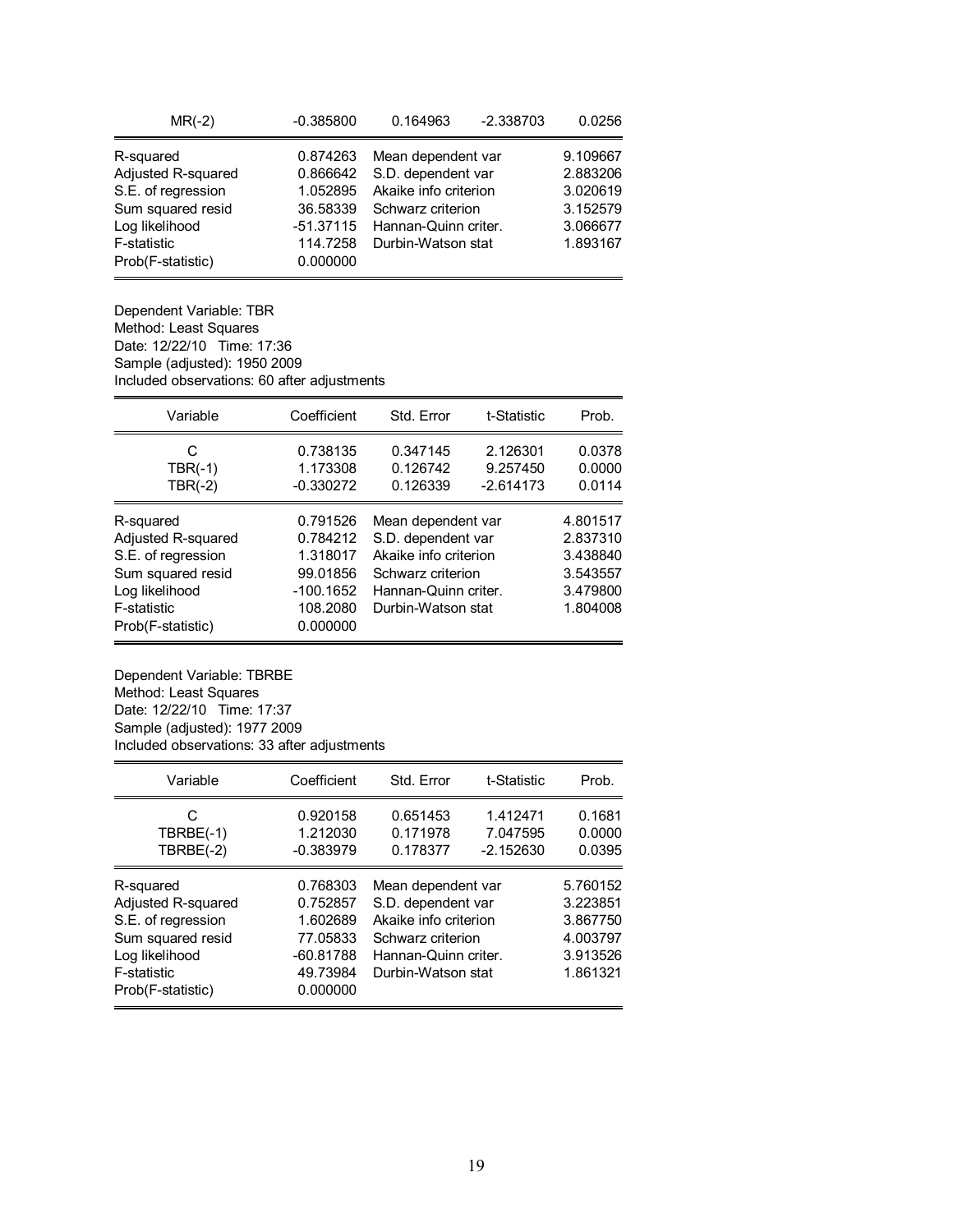| MR(-2) | -0.385800 | 0.164963 | -2.338703 | 0.0256 |
|---|---|---|---|---|

| | | | |
|---|---|---|---|
| R-squared | 0.874263 | Mean dependent var | 9.109667 |
| Adjusted R-squared | 0.866642 | S.D. dependent var | 2.883206 |
| S.E. of regression | 1.052895 | Akaike info criterion | 3.020619 |
| Sum squared resid | 36.58339 | Schwarz criterion | 3.152579 |
| Log likelihood | -51.37115 | Hannan-Quinn criter. | 3.066677 |
| F-statistic | 114.7258 | Durbin-Watson stat | 1.893167 |
| Prob(F-statistic) | 0.000000 | | |

Dependent Variable: TBR
Method: Least Squares
Date: 12/22/10 Time: 17:36
Sample (adjusted): 1950 2009
Included observations: 60 after adjustments

| Variable | Coefficient | Std. Error | t-Statistic | Prob. |
|---|---|---|---|---|
| C | 0.738135 | 0.347145 | 2.126301 | 0.0378 |
| TBR(-1) | 1.173308 | 0.126742 | 9.257450 | 0.0000 |
| TBR(-2) | -0.330272 | 0.126339 | -2.614173 | 0.0114 |

| | | | |
|---|---|---|---|
| R-squared | 0.791526 | Mean dependent var | 4.801517 |
| Adjusted R-squared | 0.784212 | S.D. dependent var | 2.837310 |
| S.E. of regression | 1.318017 | Akaike info criterion | 3.438840 |
| Sum squared resid | 99.01856 | Schwarz criterion | 3.543557 |
| Log likelihood | -100.1652 | Hannan-Quinn criter. | 3.479800 |
| F-statistic | 108.2080 | Durbin-Watson stat | 1.804008 |
| Prob(F-statistic) | 0.000000 | | |

Dependent Variable: TBRBE
Method: Least Squares
Date: 12/22/10 Time: 17:37
Sample (adjusted): 1977 2009
Included observations: 33 after adjustments

| Variable | Coefficient | Std. Error | t-Statistic | Prob. |
|---|---|---|---|---|
| C | 0.920158 | 0.651453 | 1.412471 | 0.1681 |
| TBRBE(-1) | 1.212030 | 0.171978 | 7.047595 | 0.0000 |
| TBRBE(-2) | -0.383979 | 0.178377 | -2.152630 | 0.0395 |

| | | | |
|---|---|---|---|
| R-squared | 0.768303 | Mean dependent var | 5.760152 |
| Adjusted R-squared | 0.752857 | S.D. dependent var | 3.223851 |
| S.E. of regression | 1.602689 | Akaike info criterion | 3.867750 |
| Sum squared resid | 77.05833 | Schwarz criterion | 4.003797 |
| Log likelihood | -60.81788 | Hannan-Quinn criter. | 3.913526 |
| F-statistic | 49.73984 | Durbin-Watson stat | 1.861321 |
| Prob(F-statistic) | 0.000000 | | |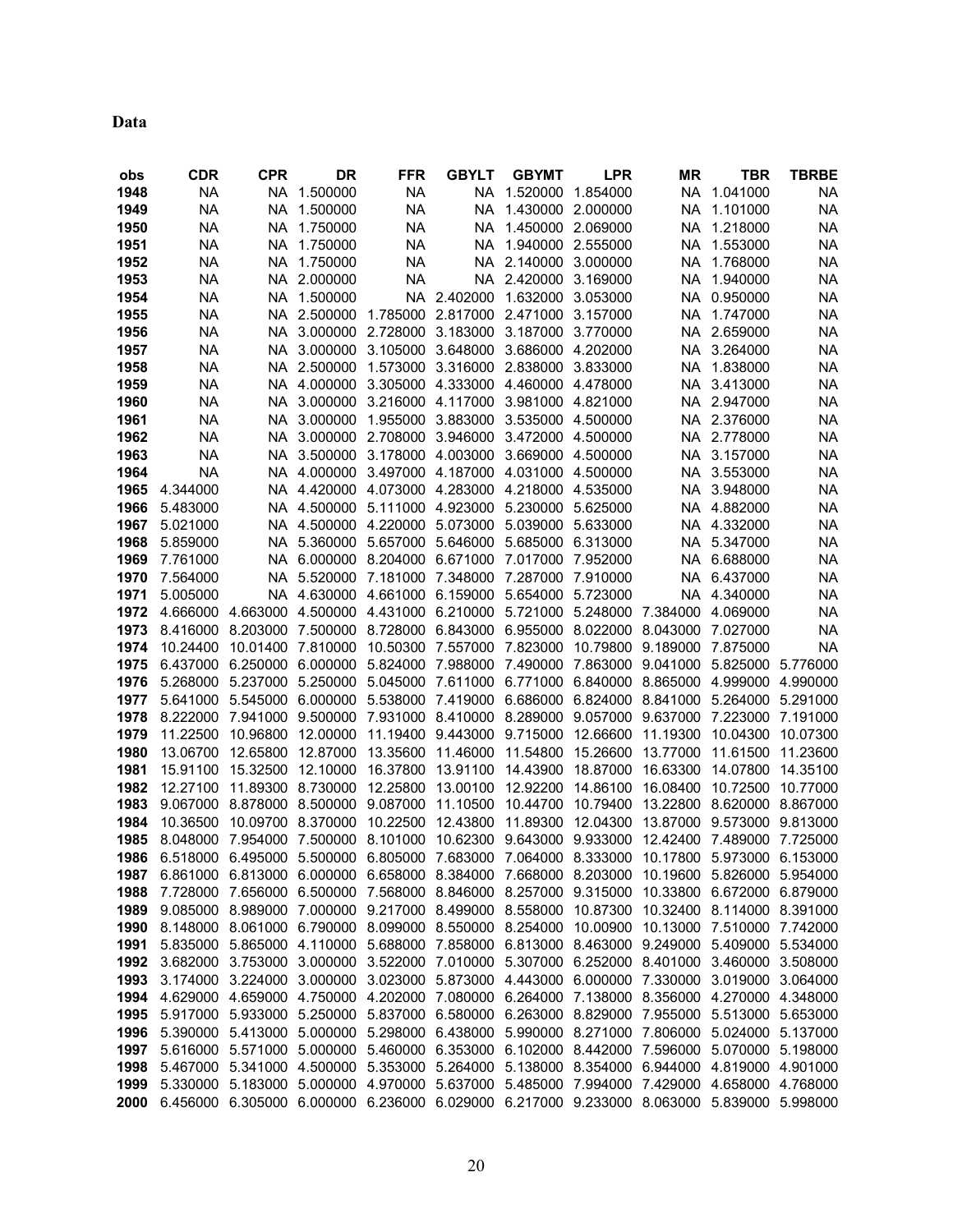**Data**

| obs | CDR | CPR | DR | FFR | GBYLT | GBYMT | LPR | MR | TBR | TBRBE |
|---|---|---|---|---|---|---|---|---|---|---|
| 1948 | NA | NA | 1.500000 | NA | NA | 1.520000 | 1.854000 | NA | 1.041000 | NA |
| 1949 | NA | NA | 1.500000 | NA | NA | 1.430000 | 2.000000 | NA | 1.101000 | NA |
| 1950 | NA | NA | 1.750000 | NA | NA | 1.450000 | 2.069000 | NA | 1.218000 | NA |
| 1951 | NA | NA | 1.750000 | NA | NA | 1.940000 | 2.555000 | NA | 1.553000 | NA |
| 1952 | NA | NA | 1.750000 | NA | NA | 2.140000 | 3.000000 | NA | 1.768000 | NA |
| 1953 | NA | NA | 2.000000 | NA | NA | 2.420000 | 3.169000 | NA | 1.940000 | NA |
| 1954 | NA | NA | 1.500000 | NA | 2.402000 | 1.632000 | 3.053000 | NA | 0.950000 | NA |
| 1955 | NA | NA | 2.500000 | 1.785000 | 2.817000 | 2.471000 | 3.157000 | NA | 1.747000 | NA |
| 1956 | NA | NA | 3.000000 | 2.728000 | 3.183000 | 3.187000 | 3.770000 | NA | 2.659000 | NA |
| 1957 | NA | NA | 3.000000 | 3.105000 | 3.648000 | 3.686000 | 4.202000 | NA | 3.264000 | NA |
| 1958 | NA | NA | 2.500000 | 1.573000 | 3.316000 | 2.838000 | 3.833000 | NA | 1.838000 | NA |
| 1959 | NA | NA | 4.000000 | 3.305000 | 4.333000 | 4.460000 | 4.478000 | NA | 3.413000 | NA |
| 1960 | NA | NA | 3.000000 | 3.216000 | 4.117000 | 3.981000 | 4.821000 | NA | 2.947000 | NA |
| 1961 | NA | NA | 3.000000 | 1.955000 | 3.883000 | 3.535000 | 4.500000 | NA | 2.376000 | NA |
| 1962 | NA | NA | 3.000000 | 2.708000 | 3.946000 | 3.472000 | 4.500000 | NA | 2.778000 | NA |
| 1963 | NA | NA | 3.500000 | 3.178000 | 4.003000 | 3.669000 | 4.500000 | NA | 3.157000 | NA |
| 1964 | NA | NA | 4.000000 | 3.497000 | 4.187000 | 4.031000 | 4.500000 | NA | 3.553000 | NA |
| 1965 | 4.344000 | NA | 4.420000 | 4.073000 | 4.283000 | 4.218000 | 4.535000 | NA | 3.948000 | NA |
| 1966 | 5.483000 | NA | 4.500000 | 5.111000 | 4.923000 | 5.230000 | 5.625000 | NA | 4.882000 | NA |
| 1967 | 5.021000 | NA | 4.500000 | 4.220000 | 5.073000 | 5.039000 | 5.633000 | NA | 4.332000 | NA |
| 1968 | 5.859000 | NA | 5.360000 | 5.657000 | 5.646000 | 5.685000 | 6.313000 | NA | 5.347000 | NA |
| 1969 | 7.761000 | NA | 6.000000 | 8.204000 | 6.671000 | 7.017000 | 7.952000 | NA | 6.688000 | NA |
| 1970 | 7.564000 | NA | 5.520000 | 7.181000 | 7.348000 | 7.287000 | 7.910000 | NA | 6.437000 | NA |
| 1971 | 5.005000 | NA | 4.630000 | 4.661000 | 6.159000 | 5.654000 | 5.723000 | NA | 4.340000 | NA |
| 1972 | 4.666000 | 4.663000 | 4.500000 | 4.431000 | 6.210000 | 5.721000 | 5.248000 | 7.384000 | 4.069000 | NA |
| 1973 | 8.416000 | 8.203000 | 7.500000 | 8.728000 | 6.843000 | 6.955000 | 8.022000 | 8.043000 | 7.027000 | NA |
| 1974 | 10.24400 | 10.01400 | 7.810000 | 10.50300 | 7.557000 | 7.823000 | 10.79800 | 9.189000 | 7.875000 | NA |
| 1975 | 6.437000 | 6.250000 | 6.000000 | 5.824000 | 7.988000 | 7.490000 | 7.863000 | 9.041000 | 5.825000 | 5.776000 |
| 1976 | 5.268000 | 5.237000 | 5.250000 | 5.045000 | 7.611000 | 6.771000 | 6.840000 | 8.865000 | 4.999000 | 4.990000 |
| 1977 | 5.641000 | 5.545000 | 6.000000 | 5.538000 | 7.419000 | 6.686000 | 6.824000 | 8.841000 | 5.264000 | 5.291000 |
| 1978 | 8.222000 | 7.941000 | 9.500000 | 7.931000 | 8.410000 | 8.289000 | 9.057000 | 9.637000 | 7.223000 | 7.191000 |
| 1979 | 11.22500 | 10.96800 | 12.00000 | 11.19400 | 9.443000 | 9.715000 | 12.66600 | 11.19300 | 10.04300 | 10.07300 |
| 1980 | 13.06700 | 12.65800 | 12.87000 | 13.35600 | 11.46000 | 11.54800 | 15.26600 | 13.77000 | 11.61500 | 11.23600 |
| 1981 | 15.91100 | 15.32500 | 12.10000 | 16.37800 | 13.91100 | 14.43900 | 18.87000 | 16.63300 | 14.07800 | 14.35100 |
| 1982 | 12.27100 | 11.89300 | 8.730000 | 12.25800 | 13.00100 | 12.92200 | 14.86100 | 16.08400 | 10.72500 | 10.77000 |
| 1983 | 9.067000 | 8.878000 | 8.500000 | 9.087000 | 11.10500 | 10.44700 | 10.79400 | 13.22800 | 8.620000 | 8.867000 |
| 1984 | 10.36500 | 10.09700 | 8.370000 | 10.22500 | 12.43800 | 11.89300 | 12.04300 | 13.87000 | 9.573000 | 9.813000 |
| 1985 | 8.048000 | 7.954000 | 7.500000 | 8.101000 | 10.62300 | 9.643000 | 9.933000 | 12.42400 | 7.489000 | 7.725000 |
| 1986 | 6.518000 | 6.495000 | 5.500000 | 6.805000 | 7.683000 | 7.064000 | 8.333000 | 10.17800 | 5.973000 | 6.153000 |
| 1987 | 6.861000 | 6.813000 | 6.000000 | 6.658000 | 8.384000 | 7.668000 | 8.203000 | 10.19600 | 5.826000 | 5.954000 |
| 1988 | 7.728000 | 7.656000 | 6.500000 | 7.568000 | 8.846000 | 8.257000 | 9.315000 | 10.33800 | 6.672000 | 6.879000 |
| 1989 | 9.085000 | 8.989000 | 7.000000 | 9.217000 | 8.499000 | 8.558000 | 10.87300 | 10.32400 | 8.114000 | 8.391000 |
| 1990 | 8.148000 | 8.061000 | 6.790000 | 8.099000 | 8.550000 | 8.254000 | 10.00900 | 10.13000 | 7.510000 | 7.742000 |
| 1991 | 5.835000 | 5.865000 | 4.110000 | 5.688000 | 7.858000 | 6.813000 | 8.463000 | 9.249000 | 5.409000 | 5.534000 |
| 1992 | 3.682000 | 3.753000 | 3.000000 | 3.522000 | 7.010000 | 5.307000 | 6.252000 | 8.401000 | 3.460000 | 3.508000 |
| 1993 | 3.174000 | 3.224000 | 3.000000 | 3.023000 | 5.873000 | 4.443000 | 6.000000 | 7.330000 | 3.019000 | 3.064000 |
| 1994 | 4.629000 | 4.659000 | 4.750000 | 4.202000 | 7.080000 | 6.264000 | 7.138000 | 8.356000 | 4.270000 | 4.348000 |
| 1995 | 5.917000 | 5.933000 | 5.250000 | 5.837000 | 6.580000 | 6.263000 | 8.829000 | 7.955000 | 5.513000 | 5.653000 |
| 1996 | 5.390000 | 5.413000 | 5.000000 | 5.298000 | 6.438000 | 5.990000 | 8.271000 | 7.806000 | 5.024000 | 5.137000 |
| 1997 | 5.616000 | 5.571000 | 5.000000 | 5.460000 | 6.353000 | 6.102000 | 8.442000 | 7.596000 | 5.070000 | 5.198000 |
| 1998 | 5.467000 | 5.341000 | 4.500000 | 5.353000 | 5.264000 | 5.138000 | 8.354000 | 6.944000 | 4.819000 | 4.901000 |
| 1999 | 5.330000 | 5.183000 | 5.000000 | 4.970000 | 5.637000 | 5.485000 | 7.994000 | 7.429000 | 4.658000 | 4.768000 |
| 2000 | 6.456000 | 6.305000 | 6.000000 | 6.236000 | 6.029000 | 6.217000 | 9.233000 | 8.063000 | 5.839000 | 5.998000 |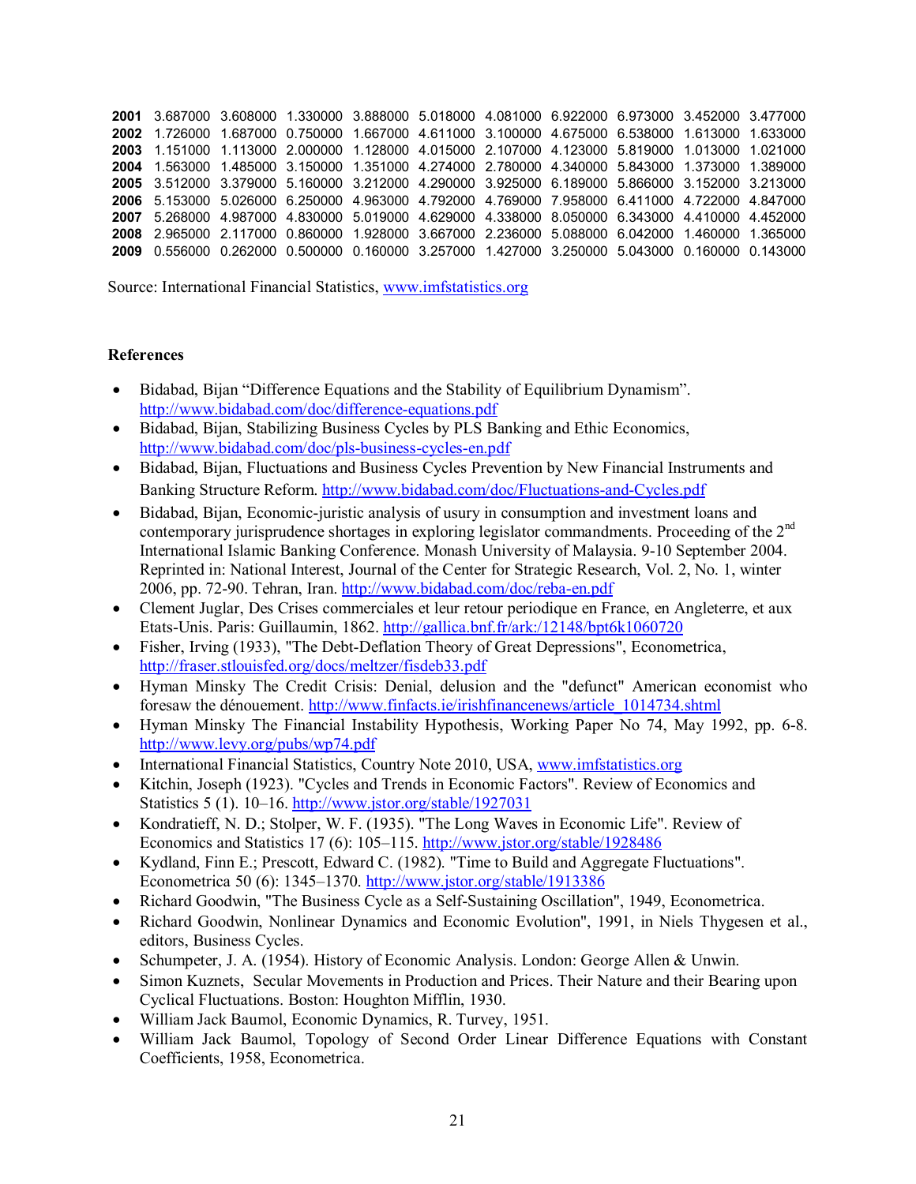| | | | | | | | | | | |
|---|---|---|---|---|---|---|---|---|---|---|
| **2001** | 3.687000 | 3.608000 | 1.330000 | 3.888000 | 5.018000 | 4.081000 | 6.922000 | 6.973000 | 3.452000 | 3.477000 |
| **2002** | 1.726000 | 1.687000 | 0.750000 | 1.667000 | 4.611000 | 3.100000 | 4.675000 | 6.538000 | 1.613000 | 1.633000 |
| **2003** | 1.151000 | 1.113000 | 2.000000 | 1.128000 | 4.015000 | 2.107000 | 4.123000 | 5.819000 | 1.013000 | 1.021000 |
| **2004** | 1.563000 | 1.485000 | 3.150000 | 1.351000 | 4.274000 | 2.780000 | 4.340000 | 5.843000 | 1.373000 | 1.389000 |
| **2005** | 3.512000 | 3.379000 | 5.160000 | 3.212000 | 4.290000 | 3.925000 | 6.189000 | 5.866000 | 3.152000 | 3.213000 |
| **2006** | 5.153000 | 5.026000 | 6.250000 | 4.963000 | 4.792000 | 4.769000 | 7.958000 | 6.411000 | 4.722000 | 4.847000 |
| **2007** | 5.268000 | 4.987000 | 4.830000 | 5.019000 | 4.629000 | 4.338000 | 8.050000 | 6.343000 | 4.410000 | 4.452000 |
| **2008** | 2.965000 | 2.117000 | 0.860000 | 1.928000 | 3.667000 | 2.236000 | 5.088000 | 6.042000 | 1.460000 | 1.365000 |
| **2009** | 0.556000 | 0.262000 | 0.500000 | 0.160000 | 3.257000 | 1.427000 | 3.250000 | 5.043000 | 0.160000 | 0.143000 |

Source: International Financial Statistics, www.imfstatistics.org

**References**

- Bidabad, Bijan "Difference Equations and the Stability of Equilibrium Dynamism". http://www.bidabad.com/doc/difference-equations.pdf
- Bidabad, Bijan, Stabilizing Business Cycles by PLS Banking and Ethic Economics, http://www.bidabad.com/doc/pls-business-cycles-en.pdf
- Bidabad, Bijan, Fluctuations and Business Cycles Prevention by New Financial Instruments and Banking Structure Reform. http://www.bidabad.com/doc/Fluctuations-and-Cycles.pdf
- Bidabad, Bijan, Economic-juristic analysis of usury in consumption and investment loans and contemporary jurisprudence shortages in exploring legislator commandments. Proceeding of the 2nd International Islamic Banking Conference. Monash University of Malaysia. 9-10 September 2004. Reprinted in: National Interest, Journal of the Center for Strategic Research, Vol. 2, No. 1, winter 2006, pp. 72-90. Tehran, Iran. http://www.bidabad.com/doc/reba-en.pdf
- Clement Juglar, Des Crises commerciales et leur retour periodique en France, en Angleterre, et aux Etats-Unis. Paris: Guillaumin, 1862. http://gallica.bnf.fr/ark:/12148/bpt6k1060720
- Fisher, Irving (1933), "The Debt-Deflation Theory of Great Depressions", Econometrica, http://fraser.stlouisfed.org/docs/meltzer/fisdeb33.pdf
- Hyman Minsky The Credit Crisis: Denial, delusion and the "defunct" American economist who foresaw the dénouement. http://www.finfacts.ie/irishfinancenews/article_1014734.shtml
- Hyman Minsky The Financial Instability Hypothesis, Working Paper No 74, May 1992, pp. 6-8. http://www.levy.org/pubs/wp74.pdf
- International Financial Statistics, Country Note 2010, USA, www.imfstatistics.org
- Kitchin, Joseph (1923). "Cycles and Trends in Economic Factors". Review of Economics and Statistics 5 (1). 10–16. http://www.jstor.org/stable/1927031
- Kondratieff, N. D.; Stolper, W. F. (1935). "The Long Waves in Economic Life". Review of Economics and Statistics 17 (6): 105–115. http://www.jstor.org/stable/1928486
- Kydland, Finn E.; Prescott, Edward C. (1982). "Time to Build and Aggregate Fluctuations". Econometrica 50 (6): 1345–1370. http://www.jstor.org/stable/1913386
- Richard Goodwin, "The Business Cycle as a Self-Sustaining Oscillation", 1949, Econometrica.
- Richard Goodwin, Nonlinear Dynamics and Economic Evolution", 1991, in Niels Thygesen et al., editors, Business Cycles.
- Schumpeter, J. A. (1954). History of Economic Analysis. London: George Allen & Unwin.
- Simon Kuznets, Secular Movements in Production and Prices. Their Nature and their Bearing upon Cyclical Fluctuations. Boston: Houghton Mifflin, 1930.
- William Jack Baumol, Economic Dynamics, R. Turvey, 1951.
- William Jack Baumol, Topology of Second Order Linear Difference Equations with Constant Coefficients, 1958, Econometrica.